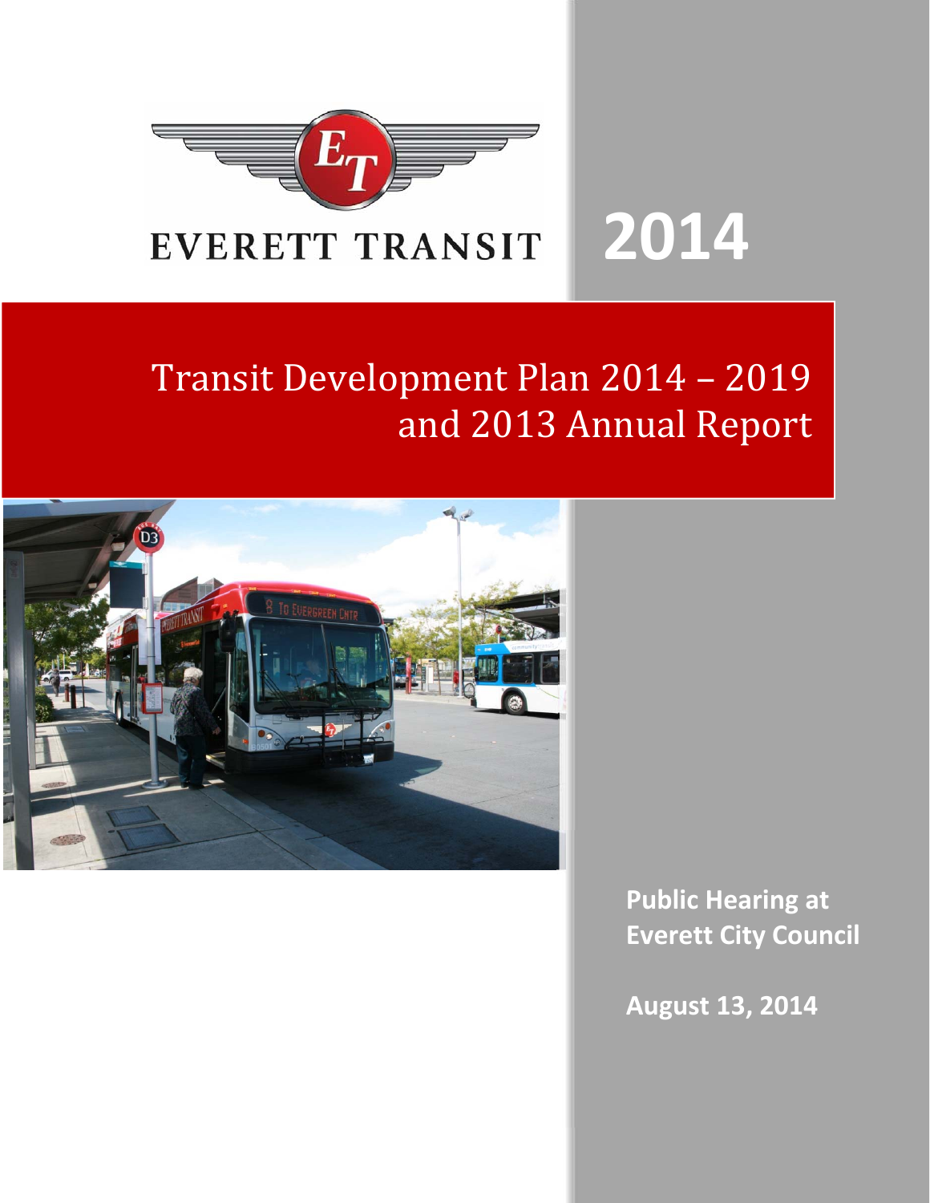EVERETT TRANSIT

# 2014

# Transit Development Plan 2014 – 2019 and 2013 Annual Report

**Public Hearing at Everett City Council**

**August 13, 2014**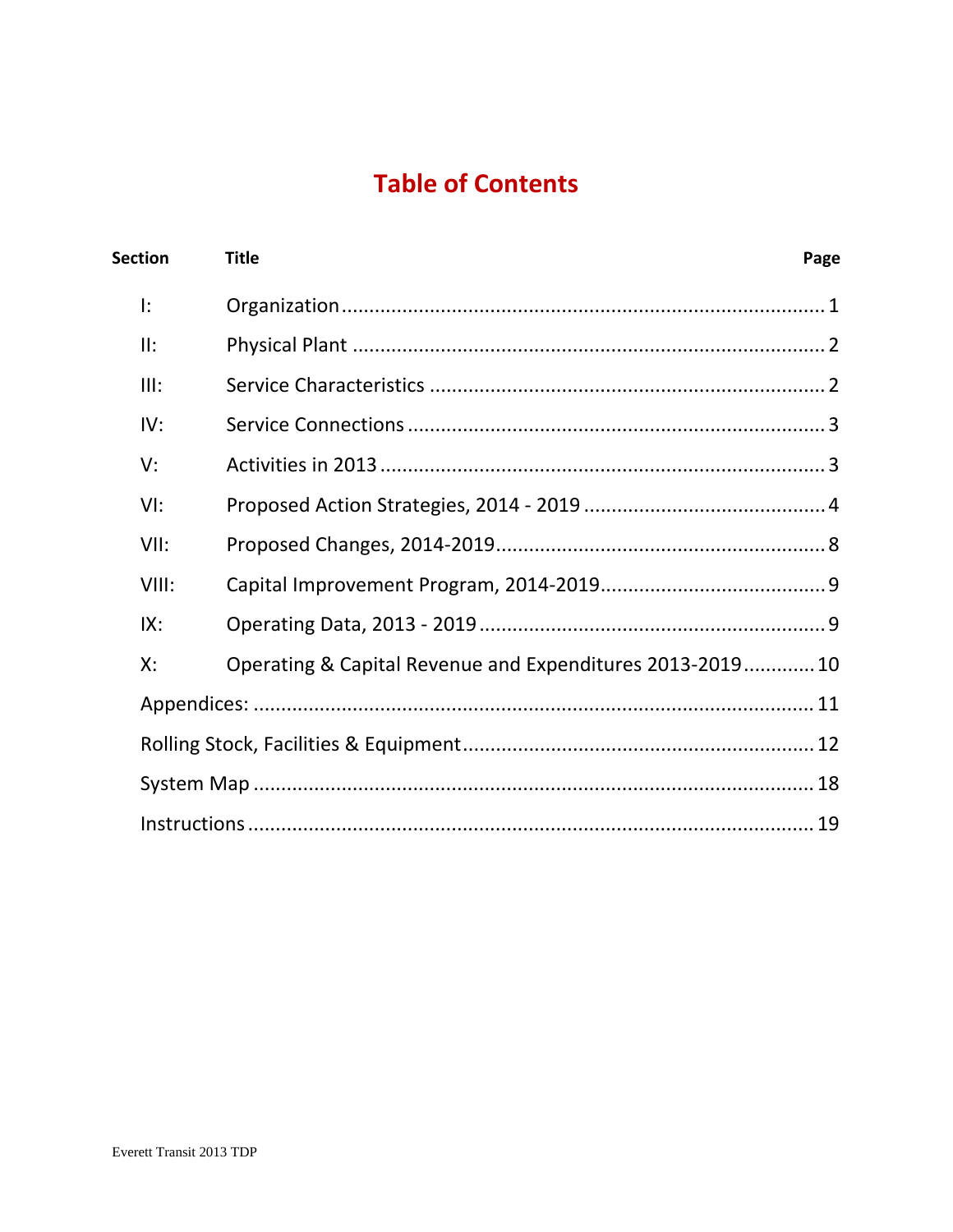# Table of Contents

| Section | Title | Page |
|---|---|---|
| I: | Organization | 1 |
| II: | Physical Plant | 2 |
| III: | Service Characteristics | 2 |
| IV: | Service Connections | 3 |
| V: | Activities in 2013 | 3 |
| VI: | Proposed Action Strategies, 2014 - 2019 | 4 |
| VII: | Proposed Changes, 2014-2019 | 8 |
| VIII: | Capital Improvement Program, 2014-2019 | 9 |
| IX: | Operating Data, 2013 - 2019 | 9 |
| X: | Operating & Capital Revenue and Expenditures 2013-2019 | 10 |
| Appendices: | | 11 |
| Rolling Stock, Facilities & Equipment | | 12 |
| System Map | | 18 |
| Instructions | | 19 |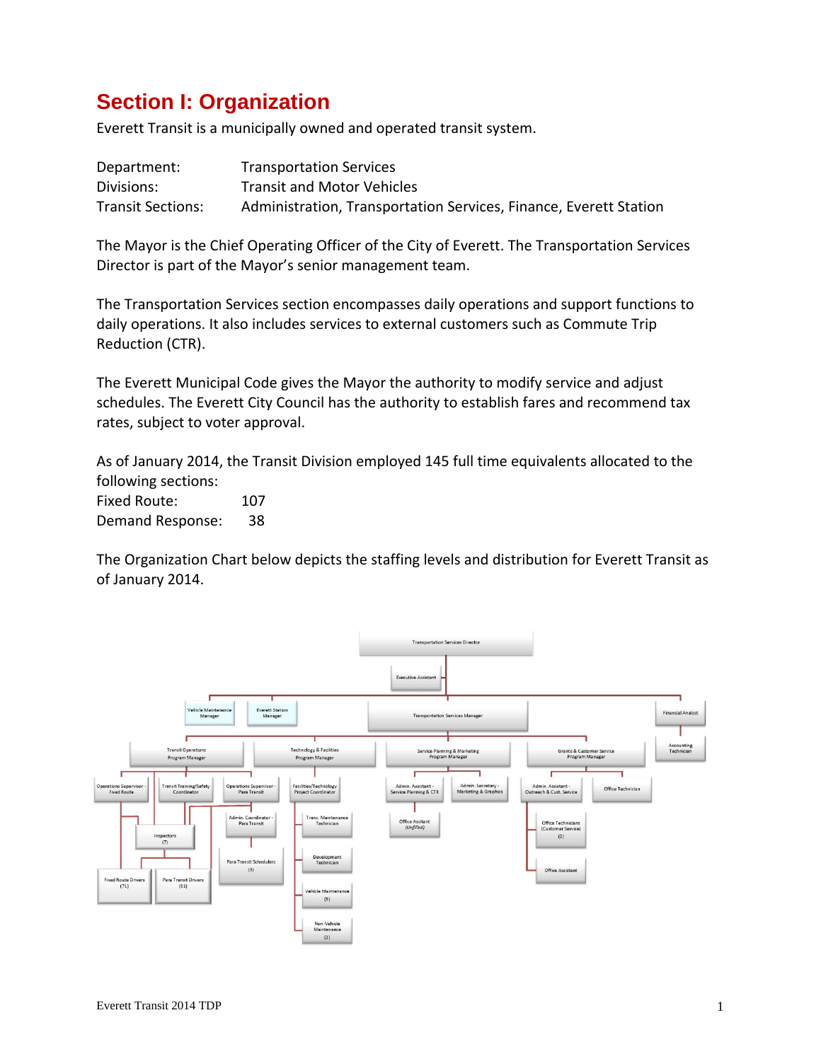# Section I: Organization

Everett Transit is a municipally owned and operated transit system.

| | |
|---|---|
| Department: | Transportation Services |
| Divisions: | Transit and Motor Vehicles |
| Transit Sections: | Administration, Transportation Services, Finance, Everett Station |

The Mayor is the Chief Operating Officer of the City of Everett. The Transportation Services Director is part of the Mayor's senior management team.

The Transportation Services section encompasses daily operations and support functions to daily operations. It also includes services to external customers such as Commute Trip Reduction (CTR).

The Everett Municipal Code gives the Mayor the authority to modify service and adjust schedules. The Everett City Council has the authority to establish fares and recommend tax rates, subject to voter approval.

As of January 2014, the Transit Division employed 145 full time equivalents allocated to the following sections:

| | |
|---|---|
| Fixed Route: | 107 |
| Demand Response: | 38 |

The Organization Chart below depicts the staffing levels and distribution for Everett Transit as of January 2014.

- Transportation Services Director
  - Executive Assistant
  - Vehicle Maintenance Manager
  - Everett Station Manager
  - Financial Analyst
    - Accounting Technician
  - Transportation Services Manager
    - Transit Operations Program Manager
      - Operations Supervisor - Fixed Route
      - Transit Training/Safety Coordinator
      - Operations Supervisor - Para Transit
        - Admin. Coordinator - Para Transit
        - Para Transit Schedulers (3)
      - Inspectors (7)
      - Fixed Route Drivers (71)
      - Para Transit Drivers (31)
    - Technology & Facilities Program Manager
      - Facilities/Technology Project Coordinator
        - Trans. Maintenance Technician
        - Development Technician
        - Vehicle Maintenance (5)
        - Non-Vehicle Maintenance (2)
    - Service Planning & Marketing Program Manager
      - Admin. Assistant - Service Planning & CTR
        - Office Assitant (Unfilled)
      - Admin. Secretary - Marketing & Graphics
    - Grants & Customer Service Program Manager
      - Admin. Assistant - Outreach & Cust. Service
        - Office Technicians (Customer Service) (2)
        - Office Assistant
      - Office Technician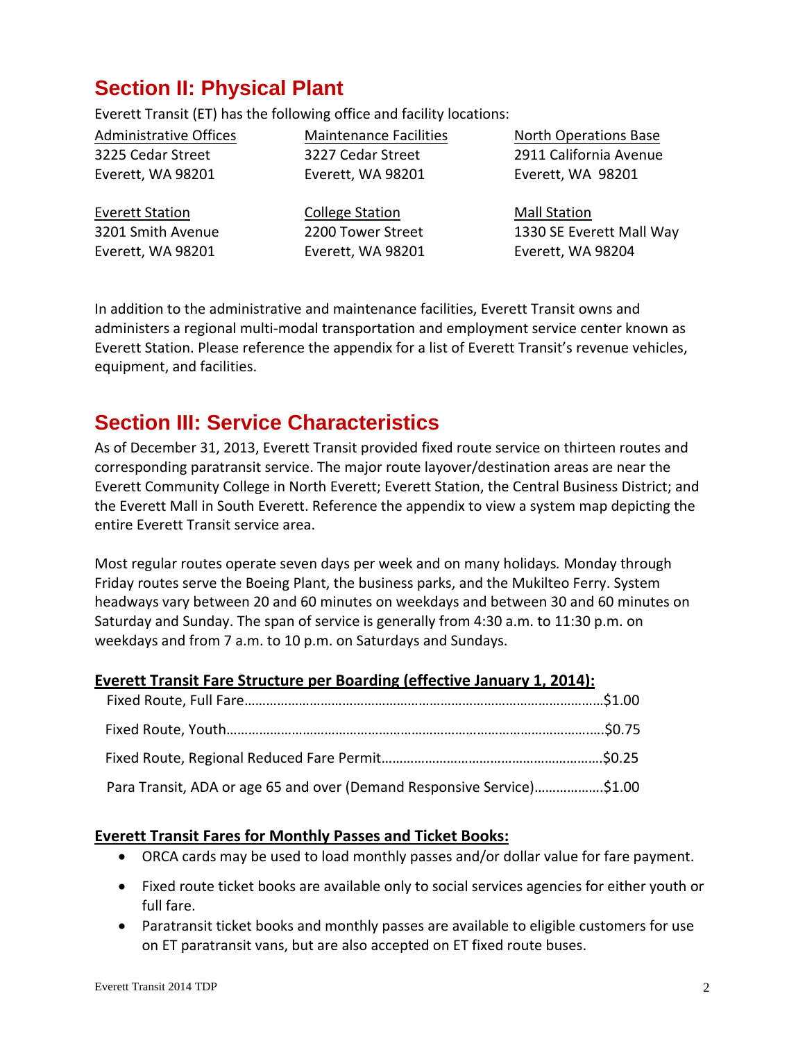## Section II: Physical Plant

Everett Transit (ET) has the following office and facility locations:

Administrative Offices
3225 Cedar Street
Everett, WA 98201

Maintenance Facilities
3227 Cedar Street
Everett, WA 98201

North Operations Base
2911 California Avenue
Everett, WA 98201

Everett Station
3201 Smith Avenue
Everett, WA 98201

College Station
2200 Tower Street
Everett, WA 98201

Mall Station
1330 SE Everett Mall Way
Everett, WA 98204

In addition to the administrative and maintenance facilities, Everett Transit owns and administers a regional multi-modal transportation and employment service center known as Everett Station. Please reference the appendix for a list of Everett Transit's revenue vehicles, equipment, and facilities.

## Section III: Service Characteristics

As of December 31, 2013, Everett Transit provided fixed route service on thirteen routes and corresponding paratransit service. The major route layover/destination areas are near the Everett Community College in North Everett; Everett Station, the Central Business District; and the Everett Mall in South Everett. Reference the appendix to view a system map depicting the entire Everett Transit service area.

Most regular routes operate seven days per week and on many holidays. Monday through Friday routes serve the Boeing Plant, the business parks, and the Mukilteo Ferry. System headways vary between 20 and 60 minutes on weekdays and between 30 and 60 minutes on Saturday and Sunday. The span of service is generally from 4:30 a.m. to 11:30 p.m. on weekdays and from 7 a.m. to 10 p.m. on Saturdays and Sundays.

**Everett Transit Fare Structure per Boarding (effective January 1, 2014):**

Fixed Route, Full Fare……………………………………………………………………………………$1.00

Fixed Route, Youth……………………………………………………………………………………..$0.75

Fixed Route, Regional Reduced Fare Permit…………………………………………………..$0.25

Para Transit, ADA or age 65 and over (Demand Responsive Service)……………….$1.00

**Everett Transit Fares for Monthly Passes and Ticket Books:**

- ORCA cards may be used to load monthly passes and/or dollar value for fare payment.
- Fixed route ticket books are available only to social services agencies for either youth or full fare.
- Paratransit ticket books and monthly passes are available to eligible customers for use on ET paratransit vans, but are also accepted on ET fixed route buses.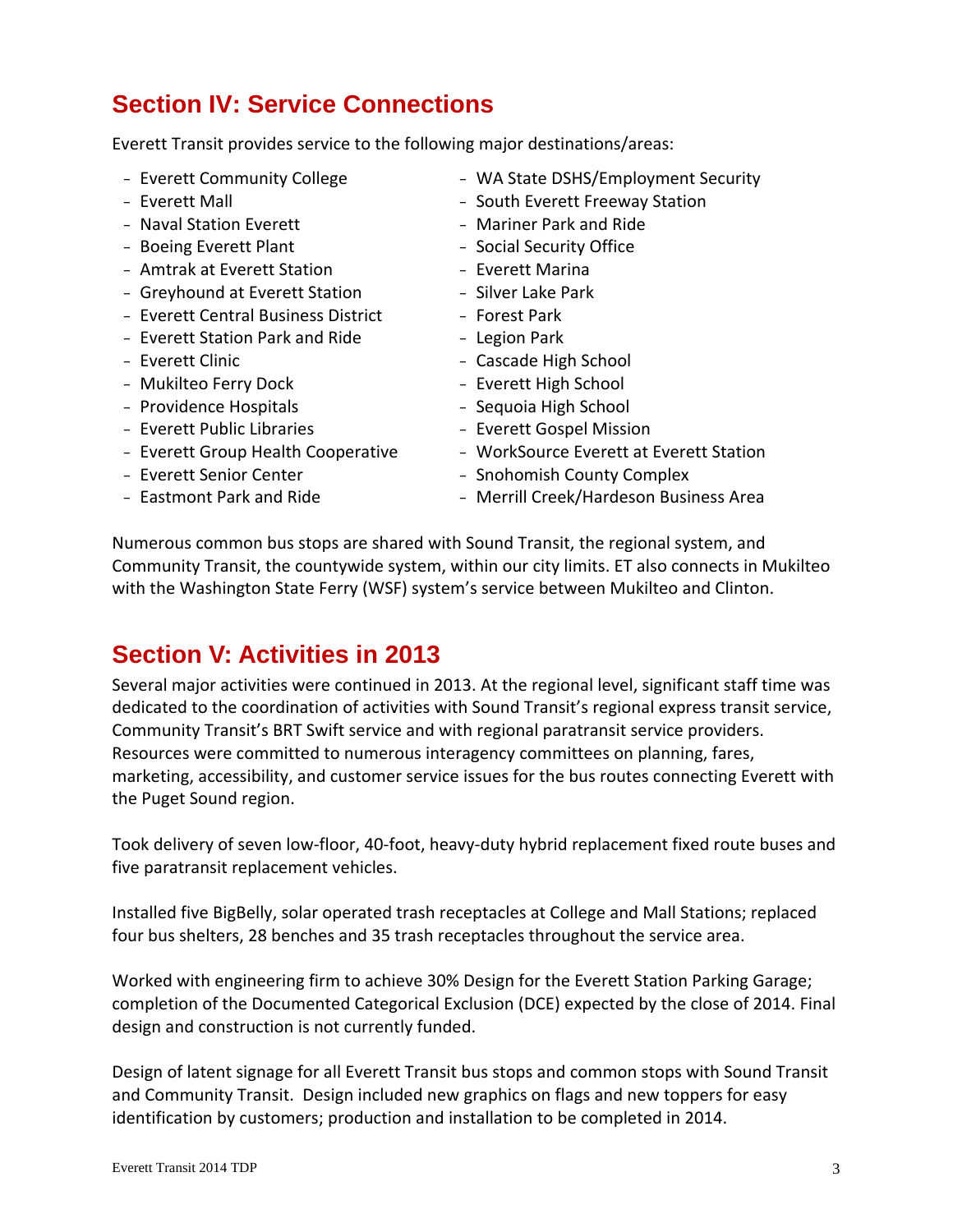## Section IV: Service Connections

Everett Transit provides service to the following major destinations/areas:

- Everett Community College
- Everett Mall
- Naval Station Everett
- Boeing Everett Plant
- Amtrak at Everett Station
- Greyhound at Everett Station
- Everett Central Business District
- Everett Station Park and Ride
- Everett Clinic
- Mukilteo Ferry Dock
- Providence Hospitals
- Everett Public Libraries
- Everett Group Health Cooperative
- Everett Senior Center
- Eastmont Park and Ride
- WA State DSHS/Employment Security
- South Everett Freeway Station
- Mariner Park and Ride
- Social Security Office
- Everett Marina
- Silver Lake Park
- Forest Park
- Legion Park
- Cascade High School
- Everett High School
- Sequoia High School
- Everett Gospel Mission
- WorkSource Everett at Everett Station
- Snohomish County Complex
- Merrill Creek/Hardeson Business Area

Numerous common bus stops are shared with Sound Transit, the regional system, and Community Transit, the countywide system, within our city limits. ET also connects in Mukilteo with the Washington State Ferry (WSF) system's service between Mukilteo and Clinton.

## Section V: Activities in 2013

Several major activities were continued in 2013. At the regional level, significant staff time was dedicated to the coordination of activities with Sound Transit's regional express transit service, Community Transit's BRT Swift service and with regional paratransit service providers. Resources were committed to numerous interagency committees on planning, fares, marketing, accessibility, and customer service issues for the bus routes connecting Everett with the Puget Sound region.

Took delivery of seven low-floor, 40-foot, heavy-duty hybrid replacement fixed route buses and five paratransit replacement vehicles.

Installed five BigBelly, solar operated trash receptacles at College and Mall Stations; replaced four bus shelters, 28 benches and 35 trash receptacles throughout the service area.

Worked with engineering firm to achieve 30% Design for the Everett Station Parking Garage; completion of the Documented Categorical Exclusion (DCE) expected by the close of 2014. Final design and construction is not currently funded.

Design of latent signage for all Everett Transit bus stops and common stops with Sound Transit and Community Transit. Design included new graphics on flags and new toppers for easy identification by customers; production and installation to be completed in 2014.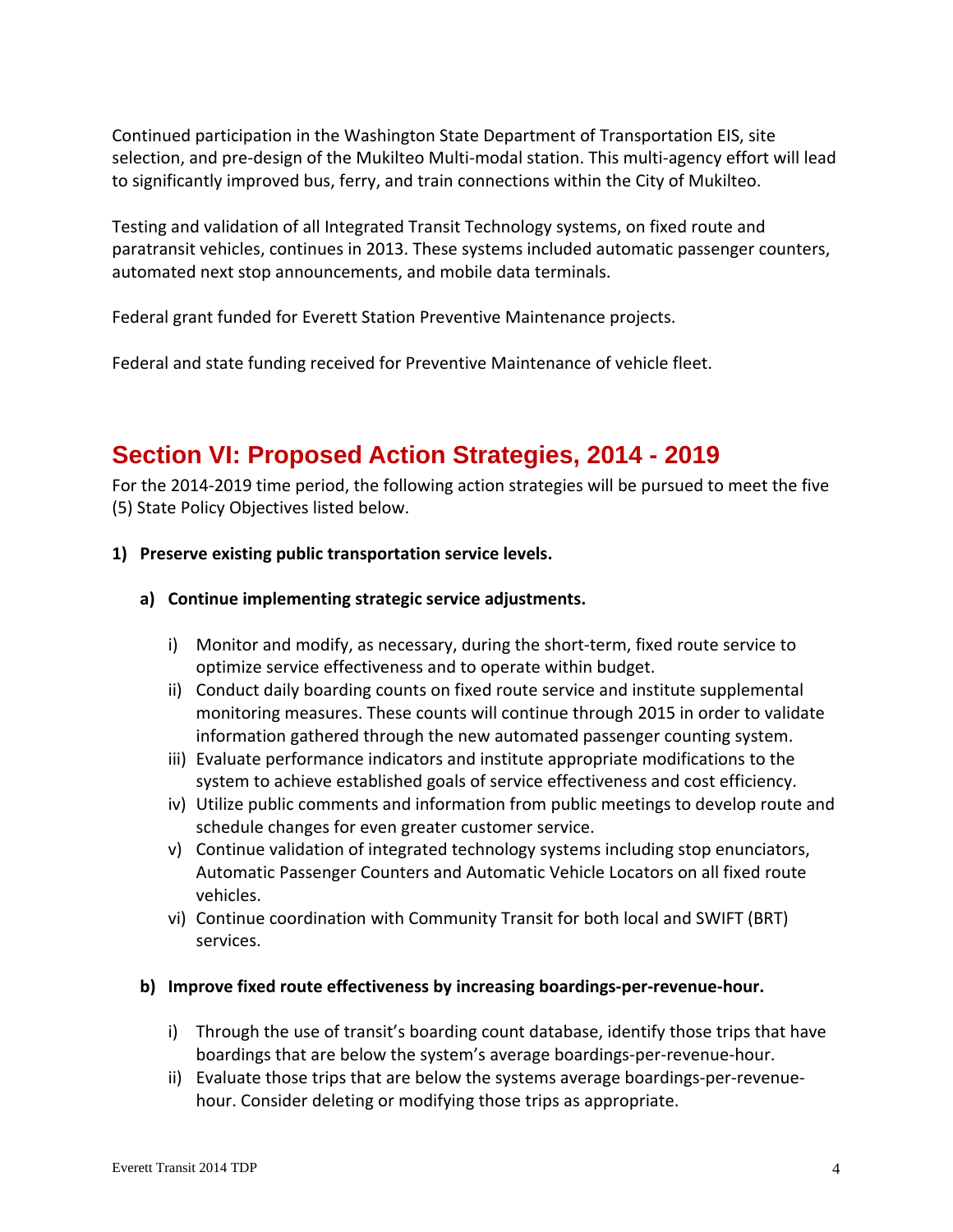Continued participation in the Washington State Department of Transportation EIS, site selection, and pre-design of the Mukilteo Multi-modal station. This multi-agency effort will lead to significantly improved bus, ferry, and train connections within the City of Mukilteo.

Testing and validation of all Integrated Transit Technology systems, on fixed route and paratransit vehicles, continues in 2013. These systems included automatic passenger counters, automated next stop announcements, and mobile data terminals.

Federal grant funded for Everett Station Preventive Maintenance projects.

Federal and state funding received for Preventive Maintenance of vehicle fleet.

## Section VI: Proposed Action Strategies, 2014 - 2019

For the 2014-2019 time period, the following action strategies will be pursued to meet the five (5) State Policy Objectives listed below.

**1) Preserve existing public transportation service levels.**

**a) Continue implementing strategic service adjustments.**

i) Monitor and modify, as necessary, during the short-term, fixed route service to optimize service effectiveness and to operate within budget.

ii) Conduct daily boarding counts on fixed route service and institute supplemental monitoring measures. These counts will continue through 2015 in order to validate information gathered through the new automated passenger counting system.

iii) Evaluate performance indicators and institute appropriate modifications to the system to achieve established goals of service effectiveness and cost efficiency.

iv) Utilize public comments and information from public meetings to develop route and schedule changes for even greater customer service.

v) Continue validation of integrated technology systems including stop enunciators, Automatic Passenger Counters and Automatic Vehicle Locators on all fixed route vehicles.

vi) Continue coordination with Community Transit for both local and SWIFT (BRT) services.

**b) Improve fixed route effectiveness by increasing boardings-per-revenue-hour.**

i) Through the use of transit's boarding count database, identify those trips that have boardings that are below the system's average boardings-per-revenue-hour.

ii) Evaluate those trips that are below the systems average boardings-per-revenue-hour. Consider deleting or modifying those trips as appropriate.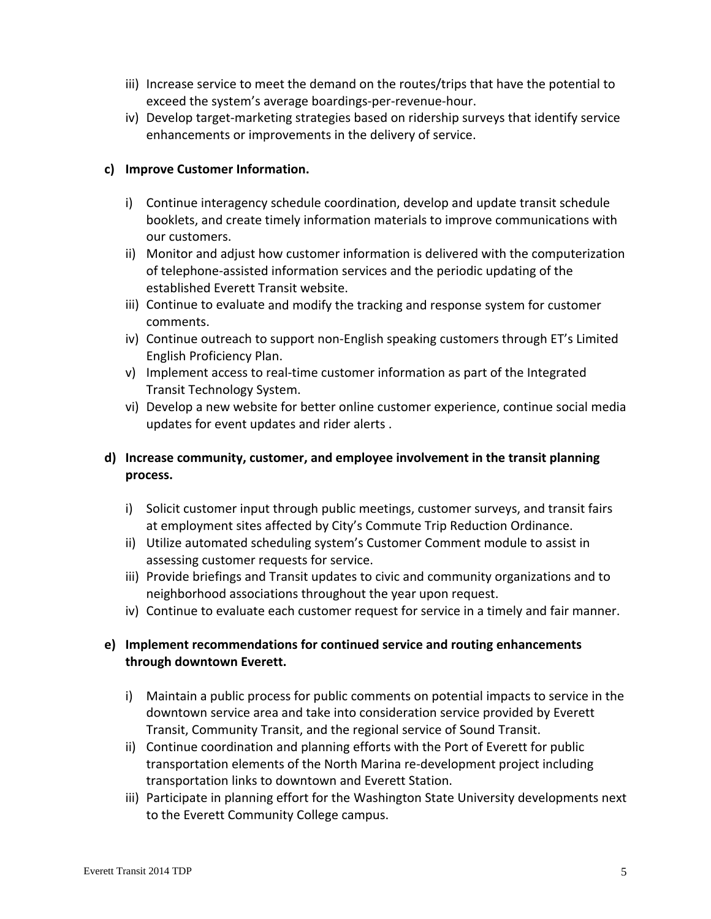iii) Increase service to meet the demand on the routes/trips that have the potential to exceed the system's average boardings-per-revenue-hour.

iv) Develop target-marketing strategies based on ridership surveys that identify service enhancements or improvements in the delivery of service.

**c) Improve Customer Information.**

i) Continue interagency schedule coordination, develop and update transit schedule booklets, and create timely information materials to improve communications with our customers.

ii) Monitor and adjust how customer information is delivered with the computerization of telephone-assisted information services and the periodic updating of the established Everett Transit website.

iii) Continue to evaluate and modify the tracking and response system for customer comments.

iv) Continue outreach to support non-English speaking customers through ET's Limited English Proficiency Plan.

v) Implement access to real-time customer information as part of the Integrated Transit Technology System.

vi) Develop a new website for better online customer experience, continue social media updates for event updates and rider alerts .

**d) Increase community, customer, and employee involvement in the transit planning process.**

i) Solicit customer input through public meetings, customer surveys, and transit fairs at employment sites affected by City's Commute Trip Reduction Ordinance.

ii) Utilize automated scheduling system's Customer Comment module to assist in assessing customer requests for service.

iii) Provide briefings and Transit updates to civic and community organizations and to neighborhood associations throughout the year upon request.

iv) Continue to evaluate each customer request for service in a timely and fair manner.

**e) Implement recommendations for continued service and routing enhancements through downtown Everett.**

i) Maintain a public process for public comments on potential impacts to service in the downtown service area and take into consideration service provided by Everett Transit, Community Transit, and the regional service of Sound Transit.

ii) Continue coordination and planning efforts with the Port of Everett for public transportation elements of the North Marina re-development project including transportation links to downtown and Everett Station.

iii) Participate in planning effort for the Washington State University developments next to the Everett Community College campus.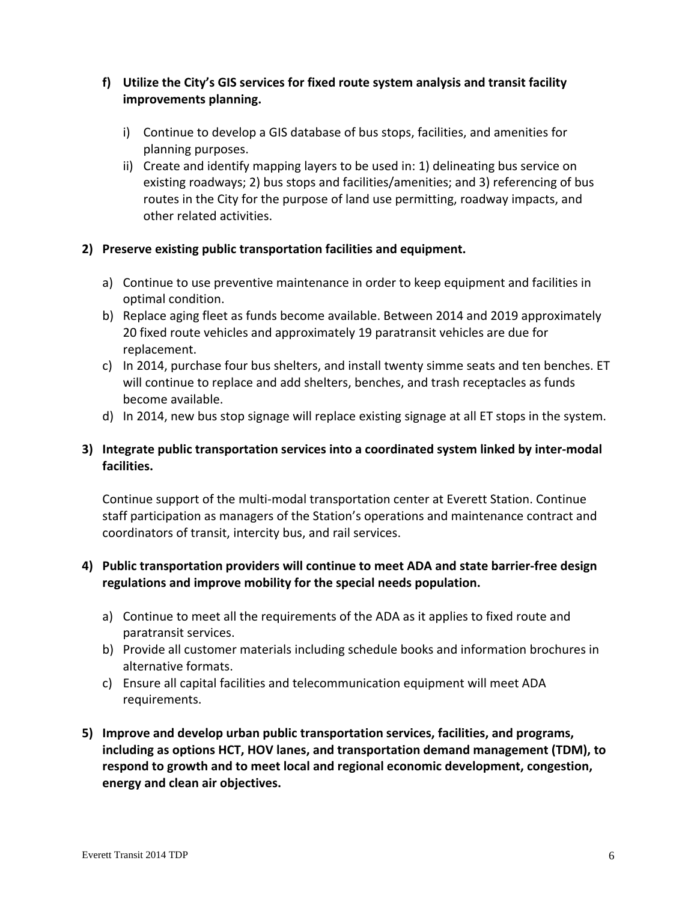**f) Utilize the City's GIS services for fixed route system analysis and transit facility improvements planning.**

i) Continue to develop a GIS database of bus stops, facilities, and amenities for planning purposes.

ii) Create and identify mapping layers to be used in: 1) delineating bus service on existing roadways; 2) bus stops and facilities/amenities; and 3) referencing of bus routes in the City for the purpose of land use permitting, roadway impacts, and other related activities.

**2) Preserve existing public transportation facilities and equipment.**

a) Continue to use preventive maintenance in order to keep equipment and facilities in optimal condition.

b) Replace aging fleet as funds become available. Between 2014 and 2019 approximately 20 fixed route vehicles and approximately 19 paratransit vehicles are due for replacement.

c) In 2014, purchase four bus shelters, and install twenty simme seats and ten benches. ET will continue to replace and add shelters, benches, and trash receptacles as funds become available.

d) In 2014, new bus stop signage will replace existing signage at all ET stops in the system.

**3) Integrate public transportation services into a coordinated system linked by inter-modal facilities.**

Continue support of the multi-modal transportation center at Everett Station. Continue staff participation as managers of the Station's operations and maintenance contract and coordinators of transit, intercity bus, and rail services.

**4) Public transportation providers will continue to meet ADA and state barrier-free design regulations and improve mobility for the special needs population.**

a) Continue to meet all the requirements of the ADA as it applies to fixed route and paratransit services.

b) Provide all customer materials including schedule books and information brochures in alternative formats.

c) Ensure all capital facilities and telecommunication equipment will meet ADA requirements.

**5) Improve and develop urban public transportation services, facilities, and programs, including as options HCT, HOV lanes, and transportation demand management (TDM), to respond to growth and to meet local and regional economic development, congestion, energy and clean air objectives.**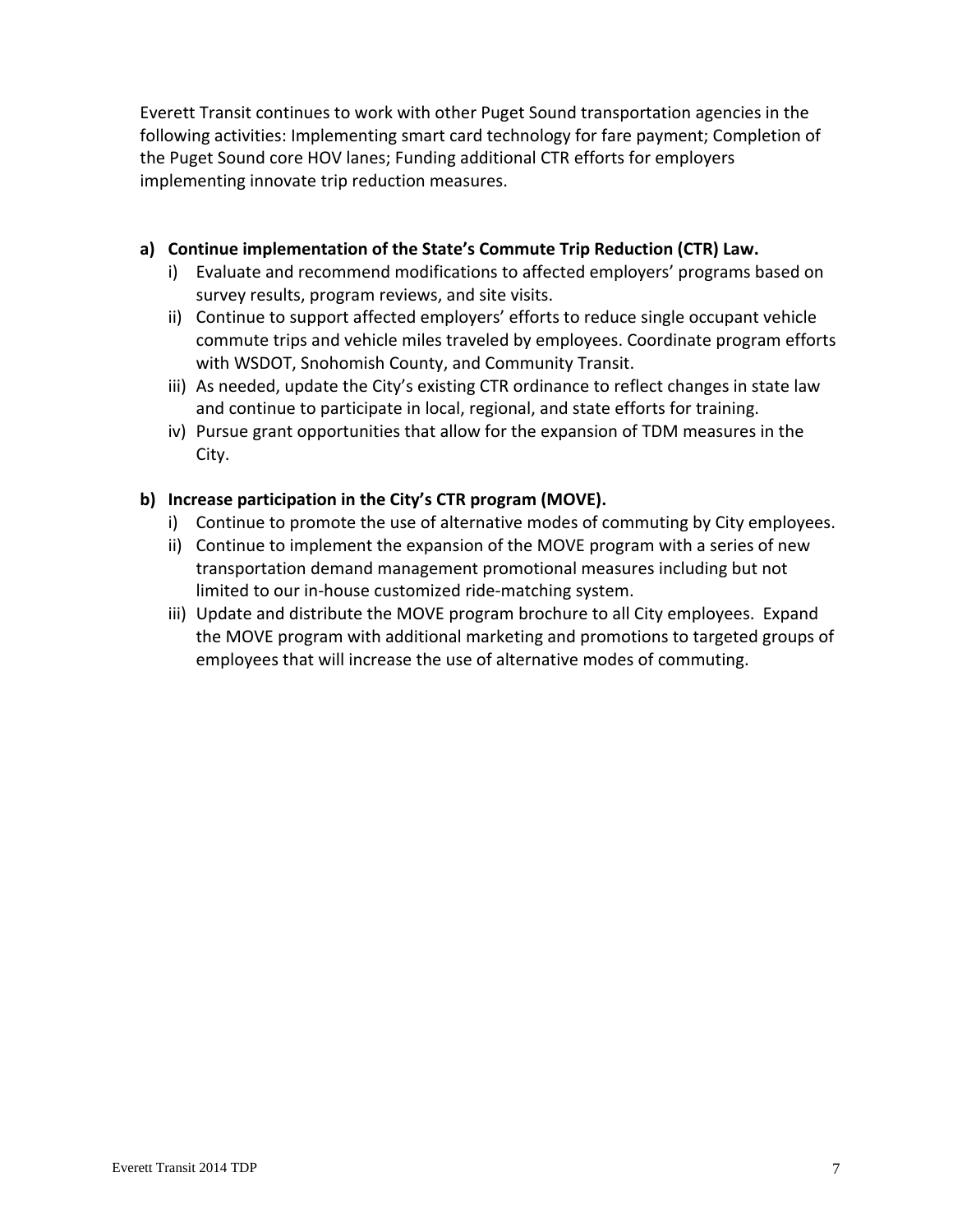Everett Transit continues to work with other Puget Sound transportation agencies in the following activities: Implementing smart card technology for fare payment; Completion of the Puget Sound core HOV lanes; Funding additional CTR efforts for employers implementing innovate trip reduction measures.

**a) Continue implementation of the State's Commute Trip Reduction (CTR) Law.**

i) Evaluate and recommend modifications to affected employers' programs based on survey results, program reviews, and site visits.

ii) Continue to support affected employers' efforts to reduce single occupant vehicle commute trips and vehicle miles traveled by employees. Coordinate program efforts with WSDOT, Snohomish County, and Community Transit.

iii) As needed, update the City's existing CTR ordinance to reflect changes in state law and continue to participate in local, regional, and state efforts for training.

iv) Pursue grant opportunities that allow for the expansion of TDM measures in the City.

**b) Increase participation in the City's CTR program (MOVE).**

i) Continue to promote the use of alternative modes of commuting by City employees.

ii) Continue to implement the expansion of the MOVE program with a series of new transportation demand management promotional measures including but not limited to our in-house customized ride-matching system.

iii) Update and distribute the MOVE program brochure to all City employees. Expand the MOVE program with additional marketing and promotions to targeted groups of employees that will increase the use of alternative modes of commuting.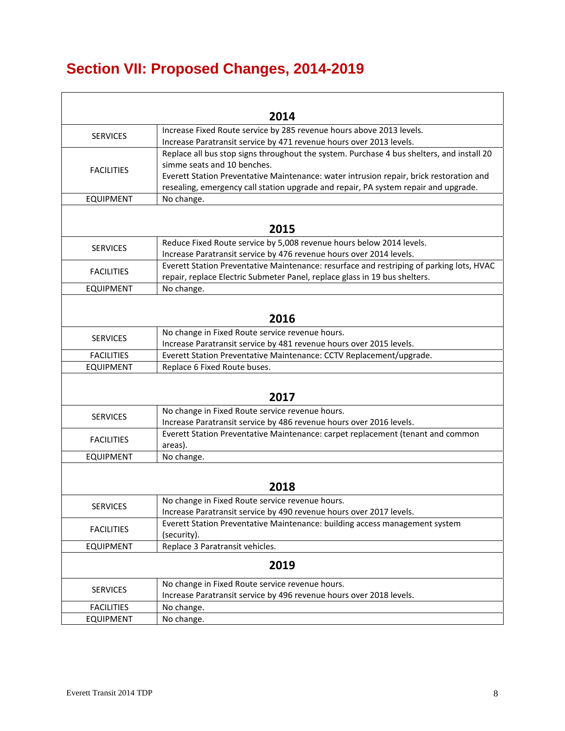# Section VII: Proposed Changes, 2014-2019

| 2014 | |
|---|---|
| SERVICES | Increase Fixed Route service by 285 revenue hours above 2013 levels.<br>Increase Paratransit service by 471 revenue hours over 2013 levels. |
| FACILITIES | Replace all bus stop signs throughout the system. Purchase 4 bus shelters, and install 20 simme seats and 10 benches.<br>Everett Station Preventative Maintenance: water intrusion repair, brick restoration and resealing, emergency call station upgrade and repair, PA system repair and upgrade. |
| EQUIPMENT | No change. |
| **2015** | |
| SERVICES | Reduce Fixed Route service by 5,008 revenue hours below 2014 levels.<br>Increase Paratransit service by 476 revenue hours over 2014 levels. |
| FACILITIES | Everett Station Preventative Maintenance: resurface and restriping of parking lots, HVAC repair, replace Electric Submeter Panel, replace glass in 19 bus shelters. |
| EQUIPMENT | No change. |
| **2016** | |
| SERVICES | No change in Fixed Route service revenue hours.<br>Increase Paratransit service by 481 revenue hours over 2015 levels. |
| FACILITIES | Everett Station Preventative Maintenance: CCTV Replacement/upgrade. |
| EQUIPMENT | Replace 6 Fixed Route buses. |
| **2017** | |
| SERVICES | No change in Fixed Route service revenue hours.<br>Increase Paratransit service by 486 revenue hours over 2016 levels. |
| FACILITIES | Everett Station Preventative Maintenance: carpet replacement (tenant and common areas). |
| EQUIPMENT | No change. |
| **2018** | |
| SERVICES | No change in Fixed Route service revenue hours.<br>Increase Paratransit service by 490 revenue hours over 2017 levels. |
| FACILITIES | Everett Station Preventative Maintenance: building access management system (security). |
| EQUIPMENT | Replace 3 Paratransit vehicles. |
| **2019** | |
| SERVICES | No change in Fixed Route service revenue hours.<br>Increase Paratransit service by 496 revenue hours over 2018 levels. |
| FACILITIES | No change. |
| EQUIPMENT | No change. |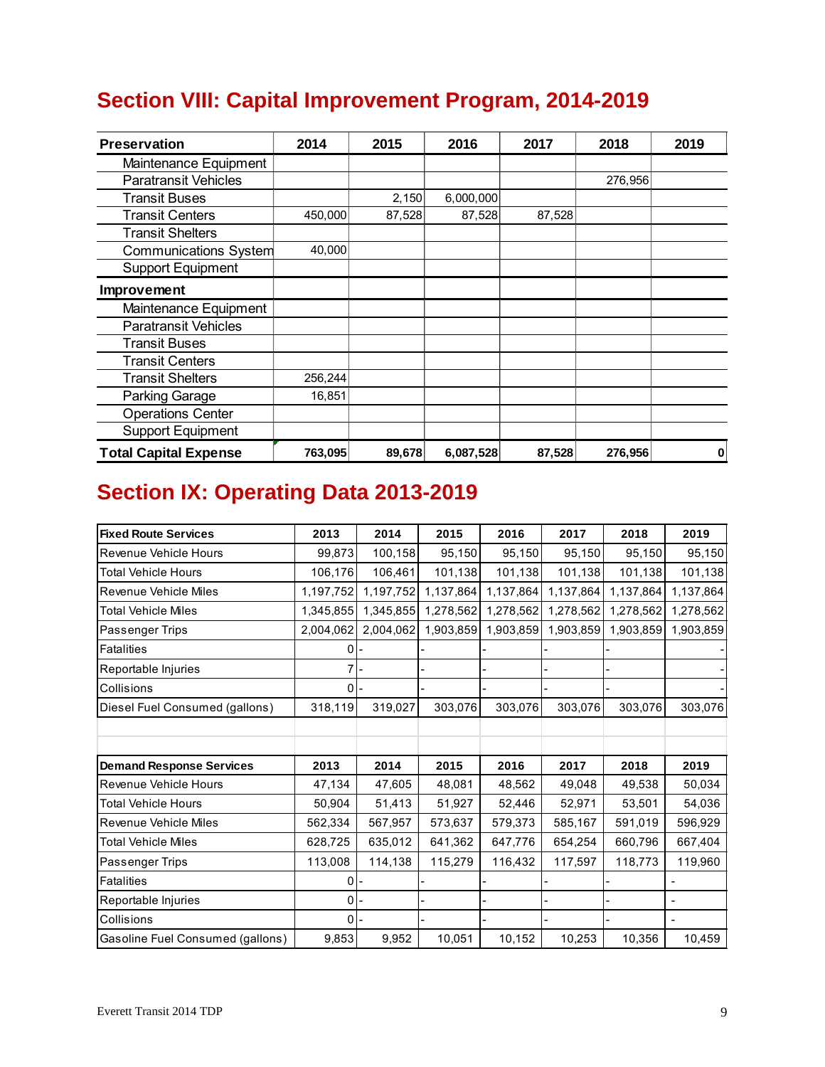## Section VIII: Capital Improvement Program, 2014-2019

| Preservation | 2014 | 2015 | 2016 | 2017 | 2018 | 2019 |
|---|---|---|---|---|---|---|
| Maintenance Equipment | | | | | | |
| Paratransit Vehicles | | | | | 276,956 | |
| Transit Buses | | 2,150 | 6,000,000 | | | |
| Transit Centers | 450,000 | 87,528 | 87,528 | 87,528 | | |
| Transit Shelters | | | | | | |
| Communications System | 40,000 | | | | | |
| Support Equipment | | | | | | |
| **Improvement** | | | | | | |
| Maintenance Equipment | | | | | | |
| Paratransit Vehicles | | | | | | |
| Transit Buses | | | | | | |
| Transit Centers | | | | | | |
| Transit Shelters | 256,244 | | | | | |
| Parking Garage | 16,851 | | | | | |
| Operations Center | | | | | | |
| Support Equipment | | | | | | |
| **Total Capital Expense** | **763,095** | **89,678** | **6,087,528** | **87,528** | **276,956** | **0** |

## Section IX: Operating Data 2013-2019

| Fixed Route Services | 2013 | 2014 | 2015 | 2016 | 2017 | 2018 | 2019 |
|---|---|---|---|---|---|---|---|
| Revenue Vehicle Hours | 99,873 | 100,158 | 95,150 | 95,150 | 95,150 | 95,150 | 95,150 |
| Total Vehicle Hours | 106,176 | 106,461 | 101,138 | 101,138 | 101,138 | 101,138 | 101,138 |
| Revenue Vehicle Miles | 1,197,752 | 1,197,752 | 1,137,864 | 1,137,864 | 1,137,864 | 1,137,864 | 1,137,864 |
| Total Vehicle Miles | 1,345,855 | 1,345,855 | 1,278,562 | 1,278,562 | 1,278,562 | 1,278,562 | 1,278,562 |
| Passenger Trips | 2,004,062 | 2,004,062 | 1,903,859 | 1,903,859 | 1,903,859 | 1,903,859 | 1,903,859 |
| Fatalities | 0 | - | - | - | - | - | - |
| Reportable Injuries | 7 | - | - | - | - | - | - |
| Collisions | 0 | - | - | - | - | - | - |
| Diesel Fuel Consumed (gallons) | 318,119 | 319,027 | 303,076 | 303,076 | 303,076 | 303,076 | 303,076 |

| Demand Response Services | 2013 | 2014 | 2015 | 2016 | 2017 | 2018 | 2019 |
|---|---|---|---|---|---|---|---|
| Revenue Vehicle Hours | 47,134 | 47,605 | 48,081 | 48,562 | 49,048 | 49,538 | 50,034 |
| Total Vehicle Hours | 50,904 | 51,413 | 51,927 | 52,446 | 52,971 | 53,501 | 54,036 |
| Revenue Vehicle Miles | 562,334 | 567,957 | 573,637 | 579,373 | 585,167 | 591,019 | 596,929 |
| Total Vehicle Miles | 628,725 | 635,012 | 641,362 | 647,776 | 654,254 | 660,796 | 667,404 |
| Passenger Trips | 113,008 | 114,138 | 115,279 | 116,432 | 117,597 | 118,773 | 119,960 |
| Fatalities | 0 | - | - | - | - | - | - |
| Reportable Injuries | 0 | - | - | - | - | - | - |
| Collisions | 0 | - | - | - | - | - | - |
| Gasoline Fuel Consumed (gallons) | 9,853 | 9,952 | 10,051 | 10,152 | 10,253 | 10,356 | 10,459 |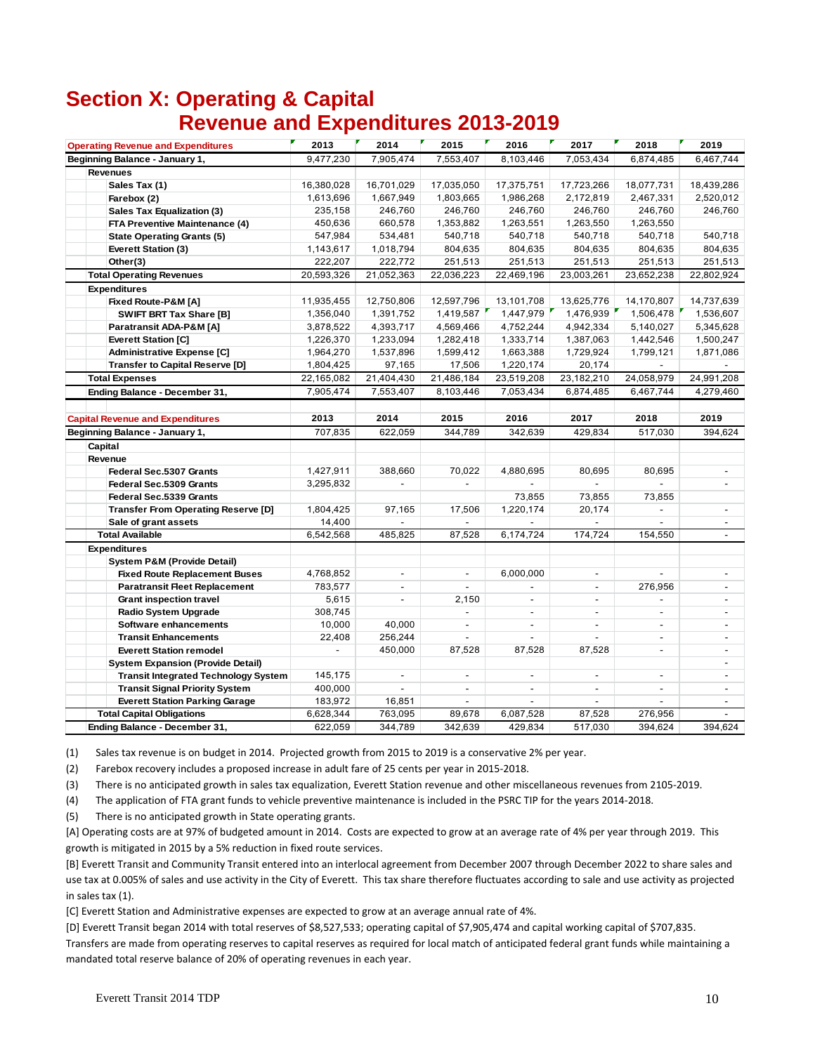# Section X: Operating & Capital Revenue and Expenditures 2013-2019

| Operating Revenue and Expenditures | 2013 | 2014 | 2015 | 2016 | 2017 | 2018 | 2019 |
|---|---|---|---|---|---|---|---|
| **Beginning Balance - January 1,** | 9,477,230 | 7,905,474 | 7,553,407 | 8,103,446 | 7,053,434 | 6,874,485 | 6,467,744 |
| **Revenues** | | | | | | | |
| Sales Tax (1) | 16,380,028 | 16,701,029 | 17,035,050 | 17,375,751 | 17,723,266 | 18,077,731 | 18,439,286 |
| Farebox (2) | 1,613,696 | 1,667,949 | 1,803,665 | 1,986,268 | 2,172,819 | 2,467,331 | 2,520,012 |
| Sales Tax Equalization (3) | 235,158 | 246,760 | 246,760 | 246,760 | 246,760 | 246,760 | 246,760 |
| FTA Preventive Maintenance (4) | 450,636 | 660,578 | 1,353,882 | 1,263,551 | 1,263,550 | 1,263,550 | |
| State Operating Grants (5) | 547,984 | 534,481 | 540,718 | 540,718 | 540,718 | 540,718 | 540,718 |
| Everett Station (3) | 1,143,617 | 1,018,794 | 804,635 | 804,635 | 804,635 | 804,635 | 804,635 |
| Other(3) | 222,207 | 222,772 | 251,513 | 251,513 | 251,513 | 251,513 | 251,513 |
| **Total Operating Revenues** | 20,593,326 | 21,052,363 | 22,036,223 | 22,469,196 | 23,003,261 | 23,652,238 | 22,802,924 |
| **Expenditures** | | | | | | | |
| Fixed Route-P&M [A] | 11,935,455 | 12,750,806 | 12,597,796 | 13,101,708 | 13,625,776 | 14,170,807 | 14,737,639 |
| SWIFT BRT Tax Share [B] | 1,356,040 | 1,391,752 | 1,419,587 | 1,447,979 | 1,476,939 | 1,506,478 | 1,536,607 |
| Paratransit ADA-P&M [A] | 3,878,522 | 4,393,717 | 4,569,466 | 4,752,244 | 4,942,334 | 5,140,027 | 5,345,628 |
| Everett Station [C] | 1,226,370 | 1,233,094 | 1,282,418 | 1,333,714 | 1,387,063 | 1,442,546 | 1,500,247 |
| Administrative Expense [C] | 1,964,270 | 1,537,896 | 1,599,412 | 1,663,388 | 1,729,924 | 1,799,121 | 1,871,086 |
| Transfer to Capital Reserve [D] | 1,804,425 | 97,165 | 17,506 | 1,220,174 | 20,174 | - | - |
| **Total Expenses** | 22,165,082 | 21,404,430 | 21,486,184 | 23,519,208 | 23,182,210 | 24,058,979 | 24,991,208 |
| **Ending Balance - December 31,** | 7,905,474 | 7,553,407 | 8,103,446 | 7,053,434 | 6,874,485 | 6,467,744 | 4,279,460 |
| | | | | | | | |
| **Capital Revenue and Expenditures** | **2013** | **2014** | **2015** | **2016** | **2017** | **2018** | **2019** |
| **Beginning Balance - January 1,** | 707,835 | 622,059 | 344,789 | 342,639 | 429,834 | 517,030 | 394,624 |
| **Capital** | | | | | | | |
| **Revenue** | | | | | | | |
| Federal Sec.5307 Grants | 1,427,911 | 388,660 | 70,022 | 4,880,695 | 80,695 | 80,695 | - |
| Federal Sec.5309 Grants | 3,295,832 | - | - | - | - | - | - |
| Federal Sec.5339 Grants | | | | 73,855 | 73,855 | 73,855 | |
| Transfer From Operating Reserve [D] | 1,804,425 | 97,165 | 17,506 | 1,220,174 | 20,174 | - | - |
| Sale of grant assets | 14,400 | - | - | - | - | - | - |
| **Total Available** | 6,542,568 | 485,825 | 87,528 | 6,174,724 | 174,724 | 154,550 | - |
| **Expenditures** | | | | | | | |
| System P&M (Provide Detail) | | | | | | | |
| Fixed Route Replacement Buses | 4,768,852 | - | - | 6,000,000 | - | - | - |
| Paratransit Fleet Replacement | 783,577 | - | - | - | - | 276,956 | - |
| Grant inspection travel | 5,615 | - | 2,150 | - | - | - | - |
| Radio System Upgrade | 308,745 | | - | - | - | - | - |
| Software enhancements | 10,000 | 40,000 | - | - | - | - | - |
| Transit Enhancements | 22,408 | 256,244 | - | - | - | - | - |
| Everett Station remodel | - | 450,000 | 87,528 | 87,528 | 87,528 | - | - |
| System Expansion (Provide Detail) | | | | | | | - |
| Transit Integrated Technology System | 145,175 | - | - | - | - | - | - |
| Transit Signal Priority System | 400,000 | - | - | - | - | - | - |
| Everett Station Parking Garage | 183,972 | 16,851 | - | - | - | - | - |
| **Total Capital Obligations** | 6,628,344 | 763,095 | 89,678 | 6,087,528 | 87,528 | 276,956 | - |
| **Ending Balance - December 31,** | 622,059 | 344,789 | 342,639 | 429,834 | 517,030 | 394,624 | 394,624 |

(1) Sales tax revenue is on budget in 2014. Projected growth from 2015 to 2019 is a conservative 2% per year.

(2) Farebox recovery includes a proposed increase in adult fare of 25 cents per year in 2015-2018.

(3) There is no anticipated growth in sales tax equalization, Everett Station revenue and other miscellaneous revenues from 2105-2019.

(4) The application of FTA grant funds to vehicle preventive maintenance is included in the PSRC TIP for the years 2014-2018.

(5) There is no anticipated growth in State operating grants.

[A] Operating costs are at 97% of budgeted amount in 2014. Costs are expected to grow at an average rate of 4% per year through 2019. This growth is mitigated in 2015 by a 5% reduction in fixed route services.

[B] Everett Transit and Community Transit entered into an interlocal agreement from December 2007 through December 2022 to share sales and use tax at 0.005% of sales and use activity in the City of Everett. This tax share therefore fluctuates according to sale and use activity as projected in sales tax (1).

[C] Everett Station and Administrative expenses are expected to grow at an average annual rate of 4%.

[D] Everett Transit began 2014 with total reserves of $8,527,533; operating capital of $7,905,474 and capital working capital of $707,835. Transfers are made from operating reserves to capital reserves as required for local match of anticipated federal grant funds while maintaining a mandated total reserve balance of 20% of operating revenues in each year.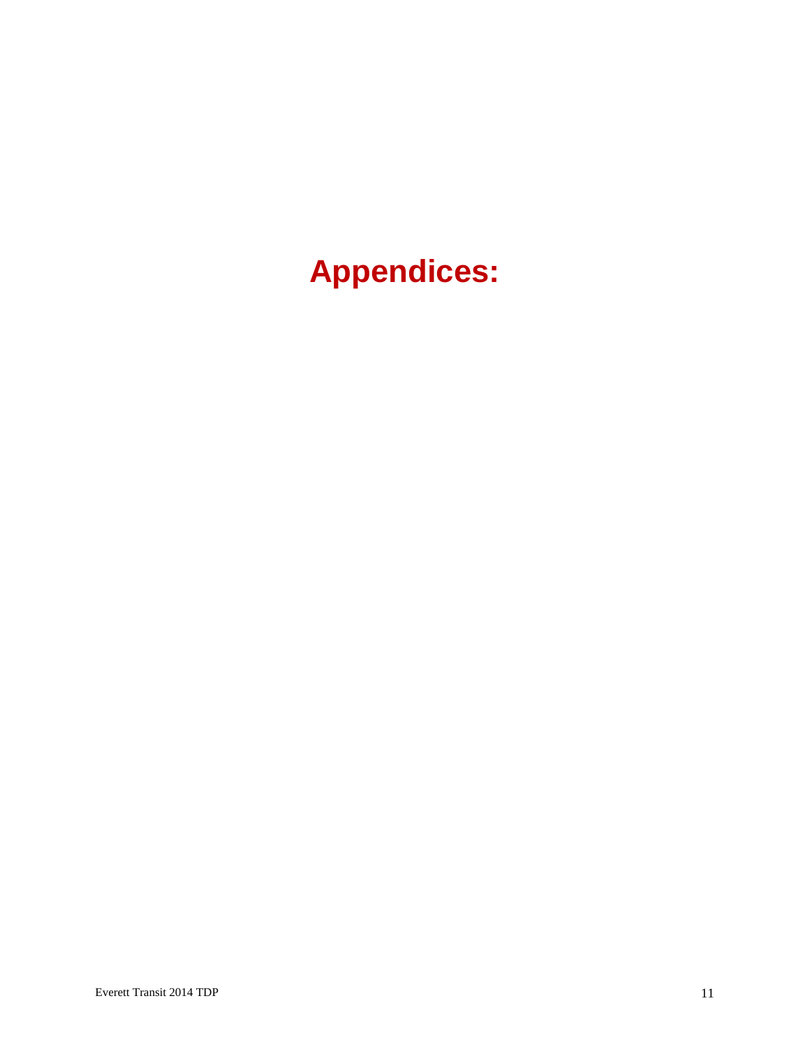# Appendices: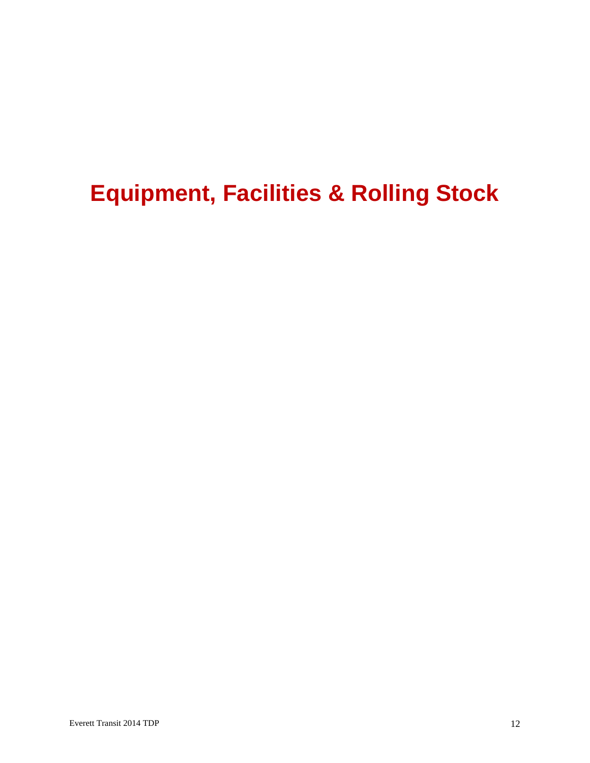# Equipment, Facilities & Rolling Stock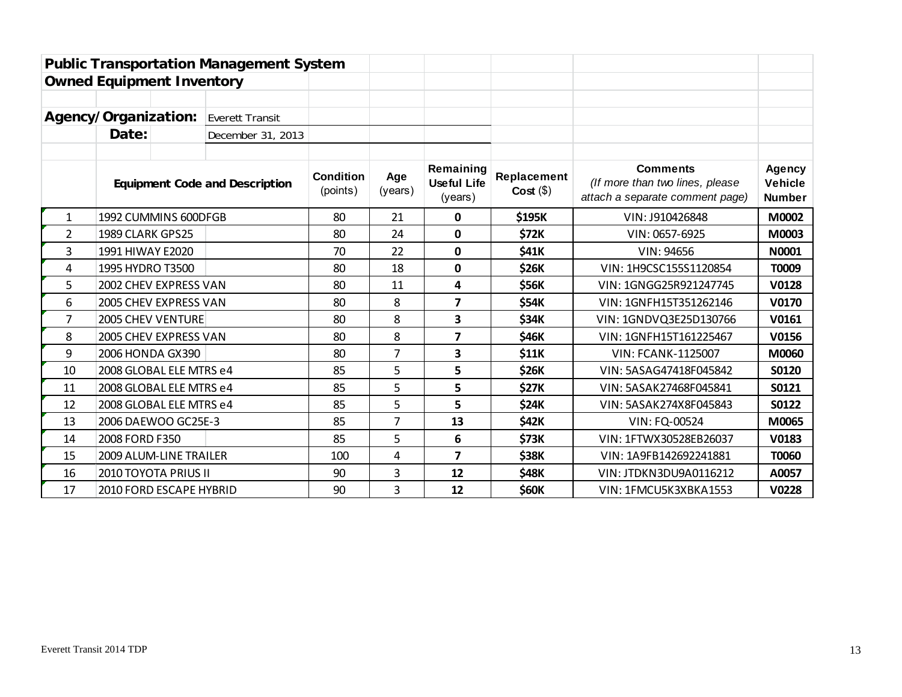# Public Transportation Management System

## Owned Equipment Inventory

**Agency/Organization:** Everett Transit

**Date:** December 31, 2013

| | Equipment Code and Description | Condition (points) | Age (years) | Remaining Useful Life (years) | Replacement Cost ($) | Comments (If more than two lines, please attach a separate comment page) | Agency Vehicle Number |
|---|---|---|---|---|---|---|---|
| 1 | 1992 CUMMINS 600DFGB | 80 | 21 | **0** | **$195K** | VIN: J910426848 | **M0002** |
| 2 | 1989 CLARK GPS25 | 80 | 24 | **0** | **$72K** | VIN: 0657-6925 | **M0003** |
| 3 | 1991 HIWAY E2020 | 70 | 22 | **0** | **$41K** | VIN: 94656 | **N0001** |
| 4 | 1995 HYDRO T3500 | 80 | 18 | **0** | **$26K** | VIN: 1H9CSC155S1120854 | **T0009** |
| 5 | 2002 CHEV EXPRESS VAN | 80 | 11 | **4** | **$56K** | VIN: 1GNGG25R921247745 | **V0128** |
| 6 | 2005 CHEV EXPRESS VAN | 80 | 8 | **7** | **$54K** | VIN: 1GNFH15T351262146 | **V0170** |
| 7 | 2005 CHEV VENTURE | 80 | 8 | **3** | **$34K** | VIN: 1GNDVQ3E25D130766 | **V0161** |
| 8 | 2005 CHEV EXPRESS VAN | 80 | 8 | **7** | **$46K** | VIN: 1GNFH15T161225467 | **V0156** |
| 9 | 2006 HONDA GX390 | 80 | 7 | **3** | **$11K** | VIN: FCANK-1125007 | **M0060** |
| 10 | 2008 GLOBAL ELE MTRS e4 | 85 | 5 | **5** | **$26K** | VIN: 5ASAG47418F045842 | **S0120** |
| 11 | 2008 GLOBAL ELE MTRS e4 | 85 | 5 | **5** | **$27K** | VIN: 5ASAK27468F045841 | **S0121** |
| 12 | 2008 GLOBAL ELE MTRS e4 | 85 | 5 | **5** | **$24K** | VIN: 5ASAK274X8F045843 | **S0122** |
| 13 | 2006 DAEWOO GC25E-3 | 85 | 7 | **13** | **$42K** | VIN: FQ-00524 | **M0065** |
| 14 | 2008 FORD F350 | 85 | 5 | **6** | **$73K** | VIN: 1FTWX30528EB26037 | **V0183** |
| 15 | 2009 ALUM-LINE TRAILER | 100 | 4 | **7** | **$38K** | VIN: 1A9FB142692241881 | **T0060** |
| 16 | 2010 TOYOTA PRIUS II | 90 | 3 | **12** | **$48K** | VIN: JTDKN3DU9A0116212 | **A0057** |
| 17 | 2010 FORD ESCAPE HYBRID | 90 | 3 | **12** | **$60K** | VIN: 1FMCU5K3XBKA1553 | **V0228** |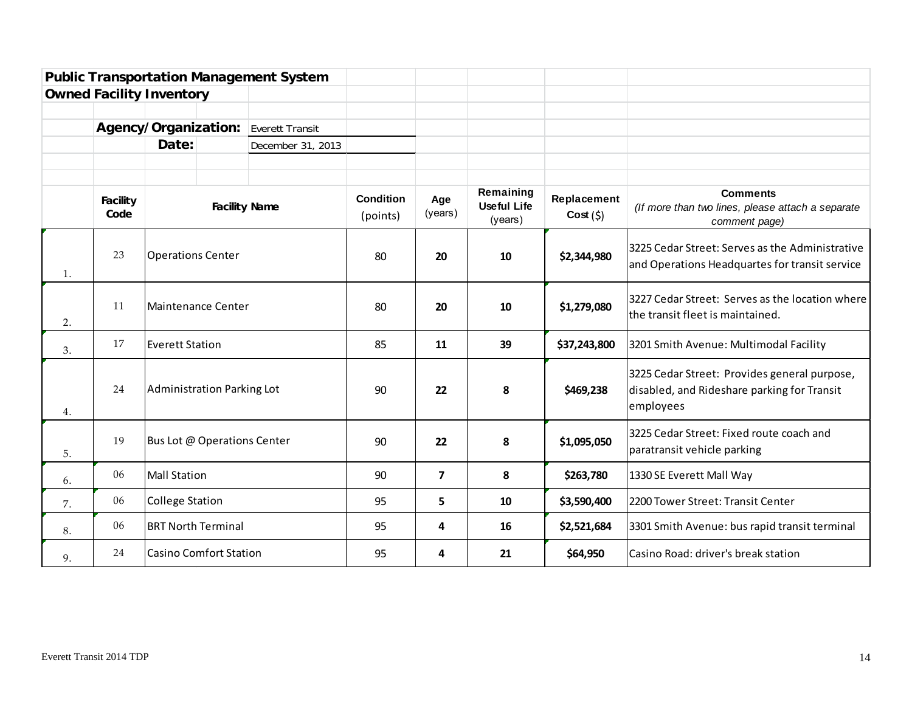**Public Transportation Management System**

**Owned Facility Inventory**

**Agency/Organization:** Everett Transit

**Date:** December 31, 2013

| | Facility Code | Facility Name | Condition (points) | Age (years) | Remaining Useful Life (years) | Replacement Cost ($) | Comments *(If more than two lines, please attach a separate comment page)* |
|---|---|---|---|---|---|---|---|
| 1. | 23 | Operations Center | 80 | 20 | 10 | $2,344,980 | 3225 Cedar Street: Serves as the Administrative and Operations Headquartes for transit service |
| 2. | 11 | Maintenance Center | 80 | 20 | 10 | $1,279,080 | 3227 Cedar Street: Serves as the location where the transit fleet is maintained. |
| 3. | 17 | Everett Station | 85 | 11 | 39 | $37,243,800 | 3201 Smith Avenue: Multimodal Facility |
| 4. | 24 | Administration Parking Lot | 90 | 22 | 8 | $469,238 | 3225 Cedar Street: Provides general purpose, disabled, and Rideshare parking for Transit employees |
| 5. | 19 | Bus Lot @ Operations Center | 90 | 22 | 8 | $1,095,050 | 3225 Cedar Street: Fixed route coach and paratransit vehicle parking |
| 6. | 06 | Mall Station | 90 | 7 | 8 | $263,780 | 1330 SE Everett Mall Way |
| 7. | 06 | College Station | 95 | 5 | 10 | $3,590,400 | 2200 Tower Street: Transit Center |
| 8. | 06 | BRT North Terminal | 95 | 4 | 16 | $2,521,684 | 3301 Smith Avenue: bus rapid transit terminal |
| 9. | 24 | Casino Comfort Station | 95 | 4 | 21 | $64,950 | Casino Road: driver's break station |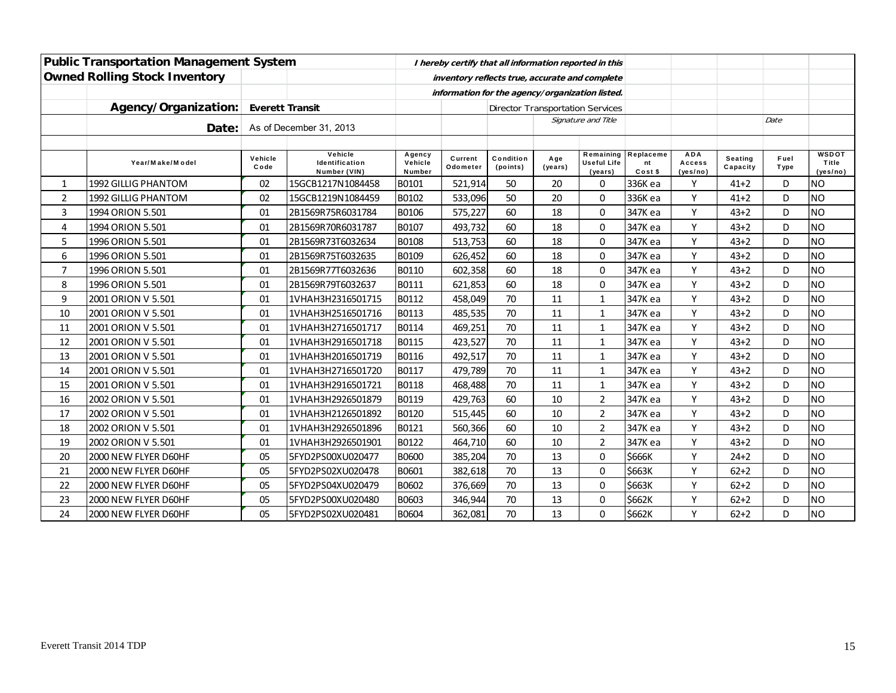## Public Transportation Management System

## Owned Rolling Stock Inventory

*I hereby certify that all information reported in this inventory reflects true, accurate and complete information for the agency/organization listed.*

**Agency/Organization:** Everett Transit

**Date:** As of December 31, 2013

Director Transportation Services

*Signature and Title* *Date*

| | Year/Make/Model | Vehicle Code | Vehicle Identification Number (VIN) | Agency Vehicle Number | Current Odometer | Condition (points) | Age (years) | Remaining Useful Life (years) | Replacement Cost $ | ADA Access (yes/no) | Seating Capacity | Fuel Type | WSDOT Title (yes/no) |
|---|---|---|---|---|---|---|---|---|---|---|---|---|---|
| 1 | 1992 GILLIG PHANTOM | 02 | 15GCB1217N1084458 | B0101 | 521,914 | 50 | 20 | 0 | 336K ea | Y | 41+2 | D | NO |
| 2 | 1992 GILLIG PHANTOM | 02 | 15GCB1219N1084459 | B0102 | 533,096 | 50 | 20 | 0 | 336K ea | Y | 41+2 | D | NO |
| 3 | 1994 ORION 5.501 | 01 | 2B1569R75R6031784 | B0106 | 575,227 | 60 | 18 | 0 | 347K ea | Y | 43+2 | D | NO |
| 4 | 1994 ORION 5.501 | 01 | 2B1569R70R6031787 | B0107 | 493,732 | 60 | 18 | 0 | 347K ea | Y | 43+2 | D | NO |
| 5 | 1996 ORION 5.501 | 01 | 2B1569R73T6032634 | B0108 | 513,753 | 60 | 18 | 0 | 347K ea | Y | 43+2 | D | NO |
| 6 | 1996 ORION 5.501 | 01 | 2B1569R75T6032635 | B0109 | 626,452 | 60 | 18 | 0 | 347K ea | Y | 43+2 | D | NO |
| 7 | 1996 ORION 5.501 | 01 | 2B1569R77T6032636 | B0110 | 602,358 | 60 | 18 | 0 | 347K ea | Y | 43+2 | D | NO |
| 8 | 1996 ORION 5.501 | 01 | 2B1569R79T6032637 | B0111 | 621,853 | 60 | 18 | 0 | 347K ea | Y | 43+2 | D | NO |
| 9 | 2001 ORION V 5.501 | 01 | 1VHAH3H2316501715 | B0112 | 458,049 | 70 | 11 | 1 | 347K ea | Y | 43+2 | D | NO |
| 10 | 2001 ORION V 5.501 | 01 | 1VHAH3H2516501716 | B0113 | 485,535 | 70 | 11 | 1 | 347K ea | Y | 43+2 | D | NO |
| 11 | 2001 ORION V 5.501 | 01 | 1VHAH3H2716501717 | B0114 | 469,251 | 70 | 11 | 1 | 347K ea | Y | 43+2 | D | NO |
| 12 | 2001 ORION V 5.501 | 01 | 1VHAH3H2916501718 | B0115 | 423,527 | 70 | 11 | 1 | 347K ea | Y | 43+2 | D | NO |
| 13 | 2001 ORION V 5.501 | 01 | 1VHAH3H2016501719 | B0116 | 492,517 | 70 | 11 | 1 | 347K ea | Y | 43+2 | D | NO |
| 14 | 2001 ORION V 5.501 | 01 | 1VHAH3H2716501720 | B0117 | 479,789 | 70 | 11 | 1 | 347K ea | Y | 43+2 | D | NO |
| 15 | 2001 ORION V 5.501 | 01 | 1VHAH3H2916501721 | B0118 | 468,488 | 70 | 11 | 1 | 347K ea | Y | 43+2 | D | NO |
| 16 | 2002 ORION V 5.501 | 01 | 1VHAH3H2926501879 | B0119 | 429,763 | 60 | 10 | 2 | 347K ea | Y | 43+2 | D | NO |
| 17 | 2002 ORION V 5.501 | 01 | 1VHAH3H2126501892 | B0120 | 515,445 | 60 | 10 | 2 | 347K ea | Y | 43+2 | D | NO |
| 18 | 2002 ORION V 5.501 | 01 | 1VHAH3H2926501896 | B0121 | 560,366 | 60 | 10 | 2 | 347K ea | Y | 43+2 | D | NO |
| 19 | 2002 ORION V 5.501 | 01 | 1VHAH3H2926501901 | B0122 | 464,710 | 60 | 10 | 2 | 347K ea | Y | 43+2 | D | NO |
| 20 | 2000 NEW FLYER D60HF | 05 | 5FYD2PS00XU020477 | B0600 | 385,204 | 70 | 13 | 0 | $666K | Y | 24+2 | D | NO |
| 21 | 2000 NEW FLYER D60HF | 05 | 5FYD2PS02XU020478 | B0601 | 382,618 | 70 | 13 | 0 | $663K | Y | 62+2 | D | NO |
| 22 | 2000 NEW FLYER D60HF | 05 | 5FYD2PS04XU020479 | B0602 | 376,669 | 70 | 13 | 0 | $663K | Y | 62+2 | D | NO |
| 23 | 2000 NEW FLYER D60HF | 05 | 5FYD2PS00XU020480 | B0603 | 346,944 | 70 | 13 | 0 | $662K | Y | 62+2 | D | NO |
| 24 | 2000 NEW FLYER D60HF | 05 | 5FYD2PS02XU020481 | B0604 | 362,081 | 70 | 13 | 0 | $662K | Y | 62+2 | D | NO |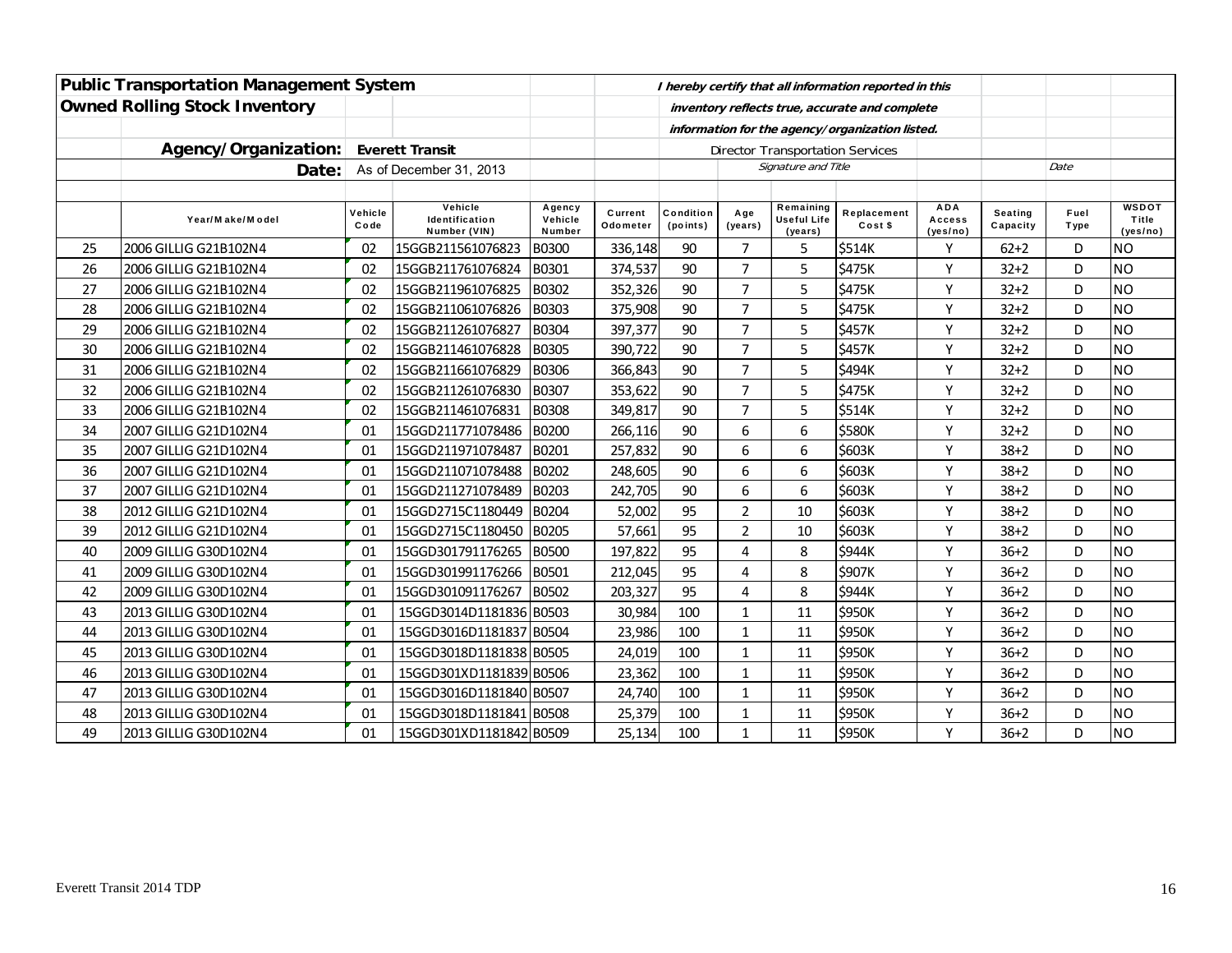| | **Public Transportation Management System** | | | | *I hereby certify that all information reported in this* | | | | | | | | |
|---|---|---|---|---|---|---|---|---|---|---|---|---|---|
| | **Owned Rolling Stock Inventory** | | | | *inventory reflects true, accurate and complete* | | | | | | | | |
| | | | | | *information for the agency/organization listed.* | | | | | | | | |
| | **Agency/Organization:** | **Everett Transit** | | | Director Transportation Services | | | | | | | | |
| | **Date:** | As of December 31, 2013 | | | *Signature and Title* | | | | | | *Date* | | |
| | | | | | | | | | | | | | |
| | **Year/Make/Model** | **Vehicle Code** | **Vehicle Identification Number (VIN)** | **Agency Vehicle Number** | **Current Odometer** | **Condition (points)** | **Age (years)** | **Remaining Useful Life (years)** | **Replacement Cost $** | **ADA Access (yes/no)** | **Seating Capacity** | **Fuel Type** | **WSDOT Title (yes/no)** |
| 25 | 2006 GILLIG G21B102N4 | 02 | 15GGB211561076823 | B0300 | 336,148 | 90 | 7 | 5 | $514K | Y | 62+2 | D | NO |
| 26 | 2006 GILLIG G21B102N4 | 02 | 15GGB211761076824 | B0301 | 374,537 | 90 | 7 | 5 | $475K | Y | 32+2 | D | NO |
| 27 | 2006 GILLIG G21B102N4 | 02 | 15GGB211961076825 | B0302 | 352,326 | 90 | 7 | 5 | $475K | Y | 32+2 | D | NO |
| 28 | 2006 GILLIG G21B102N4 | 02 | 15GGB211061076826 | B0303 | 375,908 | 90 | 7 | 5 | $475K | Y | 32+2 | D | NO |
| 29 | 2006 GILLIG G21B102N4 | 02 | 15GGB211261076827 | B0304 | 397,377 | 90 | 7 | 5 | $457K | Y | 32+2 | D | NO |
| 30 | 2006 GILLIG G21B102N4 | 02 | 15GGB211461076828 | B0305 | 390,722 | 90 | 7 | 5 | $457K | Y | 32+2 | D | NO |
| 31 | 2006 GILLIG G21B102N4 | 02 | 15GGB211661076829 | B0306 | 366,843 | 90 | 7 | 5 | $494K | Y | 32+2 | D | NO |
| 32 | 2006 GILLIG G21B102N4 | 02 | 15GGB211261076830 | B0307 | 353,622 | 90 | 7 | 5 | $475K | Y | 32+2 | D | NO |
| 33 | 2006 GILLIG G21B102N4 | 02 | 15GGB211461076831 | B0308 | 349,817 | 90 | 7 | 5 | $514K | Y | 32+2 | D | NO |
| 34 | 2007 GILLIG G21D102N4 | 01 | 15GGD211771078486 | B0200 | 266,116 | 90 | 6 | 6 | $580K | Y | 32+2 | D | NO |
| 35 | 2007 GILLIG G21D102N4 | 01 | 15GGD211971078487 | B0201 | 257,832 | 90 | 6 | 6 | $603K | Y | 38+2 | D | NO |
| 36 | 2007 GILLIG G21D102N4 | 01 | 15GGD211071078488 | B0202 | 248,605 | 90 | 6 | 6 | $603K | Y | 38+2 | D | NO |
| 37 | 2007 GILLIG G21D102N4 | 01 | 15GGD211271078489 | B0203 | 242,705 | 90 | 6 | 6 | $603K | Y | 38+2 | D | NO |
| 38 | 2012 GILLIG G21D102N4 | 01 | 15GGD2715C1180449 | B0204 | 52,002 | 95 | 2 | 10 | $603K | Y | 38+2 | D | NO |
| 39 | 2012 GILLIG G21D102N4 | 01 | 15GGD2715C1180450 | B0205 | 57,661 | 95 | 2 | 10 | $603K | Y | 38+2 | D | NO |
| 40 | 2009 GILLIG G30D102N4 | 01 | 15GGD301791176265 | B0500 | 197,822 | 95 | 4 | 8 | $944K | Y | 36+2 | D | NO |
| 41 | 2009 GILLIG G30D102N4 | 01 | 15GGD301991176266 | B0501 | 212,045 | 95 | 4 | 8 | $907K | Y | 36+2 | D | NO |
| 42 | 2009 GILLIG G30D102N4 | 01 | 15GGD301091176267 | B0502 | 203,327 | 95 | 4 | 8 | $944K | Y | 36+2 | D | NO |
| 43 | 2013 GILLIG G30D102N4 | 01 | 15GGD3014D1181836 | B0503 | 30,984 | 100 | 1 | 11 | $950K | Y | 36+2 | D | NO |
| 44 | 2013 GILLIG G30D102N4 | 01 | 15GGD3016D1181837 | B0504 | 23,986 | 100 | 1 | 11 | $950K | Y | 36+2 | D | NO |
| 45 | 2013 GILLIG G30D102N4 | 01 | 15GGD3018D1181838 | B0505 | 24,019 | 100 | 1 | 11 | $950K | Y | 36+2 | D | NO |
| 46 | 2013 GILLIG G30D102N4 | 01 | 15GGD301XD1181839 | B0506 | 23,362 | 100 | 1 | 11 | $950K | Y | 36+2 | D | NO |
| 47 | 2013 GILLIG G30D102N4 | 01 | 15GGD3016D1181840 | B0507 | 24,740 | 100 | 1 | 11 | $950K | Y | 36+2 | D | NO |
| 48 | 2013 GILLIG G30D102N4 | 01 | 15GGD3018D1181841 | B0508 | 25,379 | 100 | 1 | 11 | $950K | Y | 36+2 | D | NO |
| 49 | 2013 GILLIG G30D102N4 | 01 | 15GGD301XD1181842 | B0509 | 25,134 | 100 | 1 | 11 | $950K | Y | 36+2 | D | NO |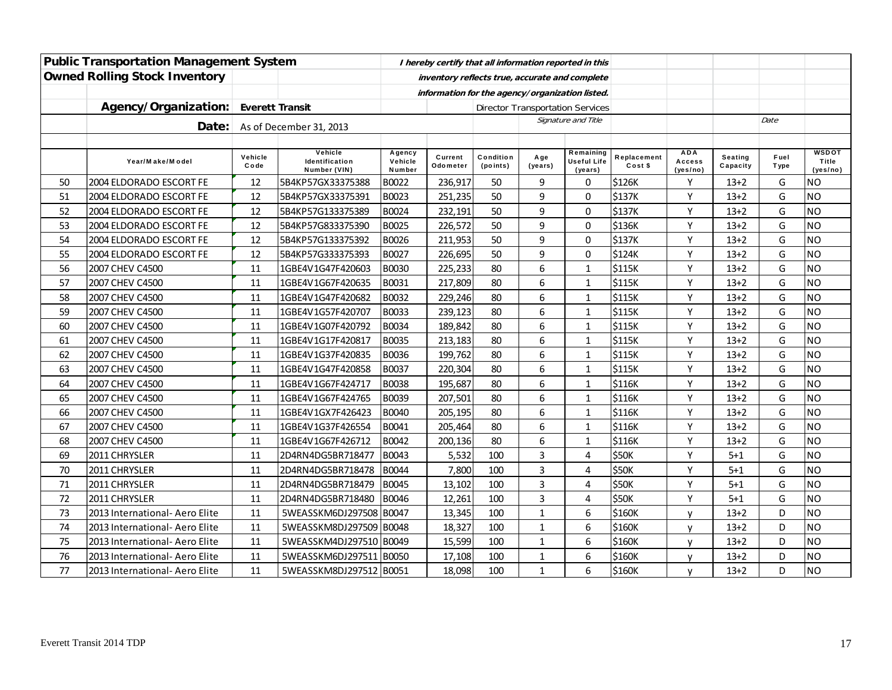**Public Transportation Management System**

**Owned Rolling Stock Inventory**

*I hereby certify that all information reported in this inventory reflects true, accurate and complete information for the agency/organization listed.*

**Agency/Organization:** Everett Transit — Director Transportation Services

*Signature and Title* — *Date*

**Date:** As of December 31, 2013

| | Year/Make/Model | Vehicle Code | Vehicle Identification Number (VIN) | Agency Vehicle Number | Current Odometer | Condition (points) | Age (years) | Remaining Useful Life (years) | Replacement Cost $ | ADA Access (yes/no) | Seating Capacity | Fuel Type | WSDOT Title (yes/no) |
|---|---|---|---|---|---|---|---|---|---|---|---|---|---|
| 50 | 2004 ELDORADO ESCORT FE | 12 | 5B4KP57GX33375388 | B0022 | 236,917 | 50 | 9 | 0 | $126K | Y | 13+2 | G | NO |
| 51 | 2004 ELDORADO ESCORT FE | 12 | 5B4KP57GX33375391 | B0023 | 251,235 | 50 | 9 | 0 | $137K | Y | 13+2 | G | NO |
| 52 | 2004 ELDORADO ESCORT FE | 12 | 5B4KP57G133375389 | B0024 | 232,191 | 50 | 9 | 0 | $137K | Y | 13+2 | G | NO |
| 53 | 2004 ELDORADO ESCORT FE | 12 | 5B4KP57G833375390 | B0025 | 226,572 | 50 | 9 | 0 | $136K | Y | 13+2 | G | NO |
| 54 | 2004 ELDORADO ESCORT FE | 12 | 5B4KP57G133375392 | B0026 | 211,953 | 50 | 9 | 0 | $137K | Y | 13+2 | G | NO |
| 55 | 2004 ELDORADO ESCORT FE | 12 | 5B4KP57G333375393 | B0027 | 226,695 | 50 | 9 | 0 | $124K | Y | 13+2 | G | NO |
| 56 | 2007 CHEV C4500 | 11 | 1GBE4V1G47F420603 | B0030 | 225,233 | 80 | 6 | 1 | $115K | Y | 13+2 | G | NO |
| 57 | 2007 CHEV C4500 | 11 | 1GBE4V1G67F420635 | B0031 | 217,809 | 80 | 6 | 1 | $115K | Y | 13+2 | G | NO |
| 58 | 2007 CHEV C4500 | 11 | 1GBE4V1G47F420682 | B0032 | 229,246 | 80 | 6 | 1 | $115K | Y | 13+2 | G | NO |
| 59 | 2007 CHEV C4500 | 11 | 1GBE4V1G57F420707 | B0033 | 239,123 | 80 | 6 | 1 | $115K | Y | 13+2 | G | NO |
| 60 | 2007 CHEV C4500 | 11 | 1GBE4V1G07F420792 | B0034 | 189,842 | 80 | 6 | 1 | $115K | Y | 13+2 | G | NO |
| 61 | 2007 CHEV C4500 | 11 | 1GBE4V1G17F420817 | B0035 | 213,183 | 80 | 6 | 1 | $115K | Y | 13+2 | G | NO |
| 62 | 2007 CHEV C4500 | 11 | 1GBE4V1G37F420835 | B0036 | 199,762 | 80 | 6 | 1 | $115K | Y | 13+2 | G | NO |
| 63 | 2007 CHEV C4500 | 11 | 1GBE4V1G47F420858 | B0037 | 220,304 | 80 | 6 | 1 | $115K | Y | 13+2 | G | NO |
| 64 | 2007 CHEV C4500 | 11 | 1GBE4V1G67F424717 | B0038 | 195,687 | 80 | 6 | 1 | $116K | Y | 13+2 | G | NO |
| 65 | 2007 CHEV C4500 | 11 | 1GBE4V1G67F424765 | B0039 | 207,501 | 80 | 6 | 1 | $116K | Y | 13+2 | G | NO |
| 66 | 2007 CHEV C4500 | 11 | 1GBE4V1GX7F426423 | B0040 | 205,195 | 80 | 6 | 1 | $116K | Y | 13+2 | G | NO |
| 67 | 2007 CHEV C4500 | 11 | 1GBE4V1G37F426554 | B0041 | 205,464 | 80 | 6 | 1 | $116K | Y | 13+2 | G | NO |
| 68 | 2007 CHEV C4500 | 11 | 1GBE4V1G67F426712 | B0042 | 200,136 | 80 | 6 | 1 | $116K | Y | 13+2 | G | NO |
| 69 | 2011 CHRYSLER | 11 | 2D4RN4DG5BR718477 | B0043 | 5,532 | 100 | 3 | 4 | $50K | Y | 5+1 | G | NO |
| 70 | 2011 CHRYSLER | 11 | 2D4RN4DG5BR718478 | B0044 | 7,800 | 100 | 3 | 4 | $50K | Y | 5+1 | G | NO |
| 71 | 2011 CHRYSLER | 11 | 2D4RN4DG5BR718479 | B0045 | 13,102 | 100 | 3 | 4 | $50K | Y | 5+1 | G | NO |
| 72 | 2011 CHRYSLER | 11 | 2D4RN4DG5BR718480 | B0046 | 12,261 | 100 | 3 | 4 | $50K | Y | 5+1 | G | NO |
| 73 | 2013 International- Aero Elite | 11 | 5WEASSKM6DJ297508 | B0047 | 13,345 | 100 | 1 | 6 | $160K | y | 13+2 | D | NO |
| 74 | 2013 International- Aero Elite | 11 | 5WEASSKM8DJ297509 | B0048 | 18,327 | 100 | 1 | 6 | $160K | y | 13+2 | D | NO |
| 75 | 2013 International- Aero Elite | 11 | 5WEASSKM4DJ297510 | B0049 | 15,599 | 100 | 1 | 6 | $160K | y | 13+2 | D | NO |
| 76 | 2013 International- Aero Elite | 11 | 5WEASSKM6DJ297511 | B0050 | 17,108 | 100 | 1 | 6 | $160K | y | 13+2 | D | NO |
| 77 | 2013 International- Aero Elite | 11 | 5WEASSKM8DJ297512 | B0051 | 18,098 | 100 | 1 | 6 | $160K | y | 13+2 | D | NO |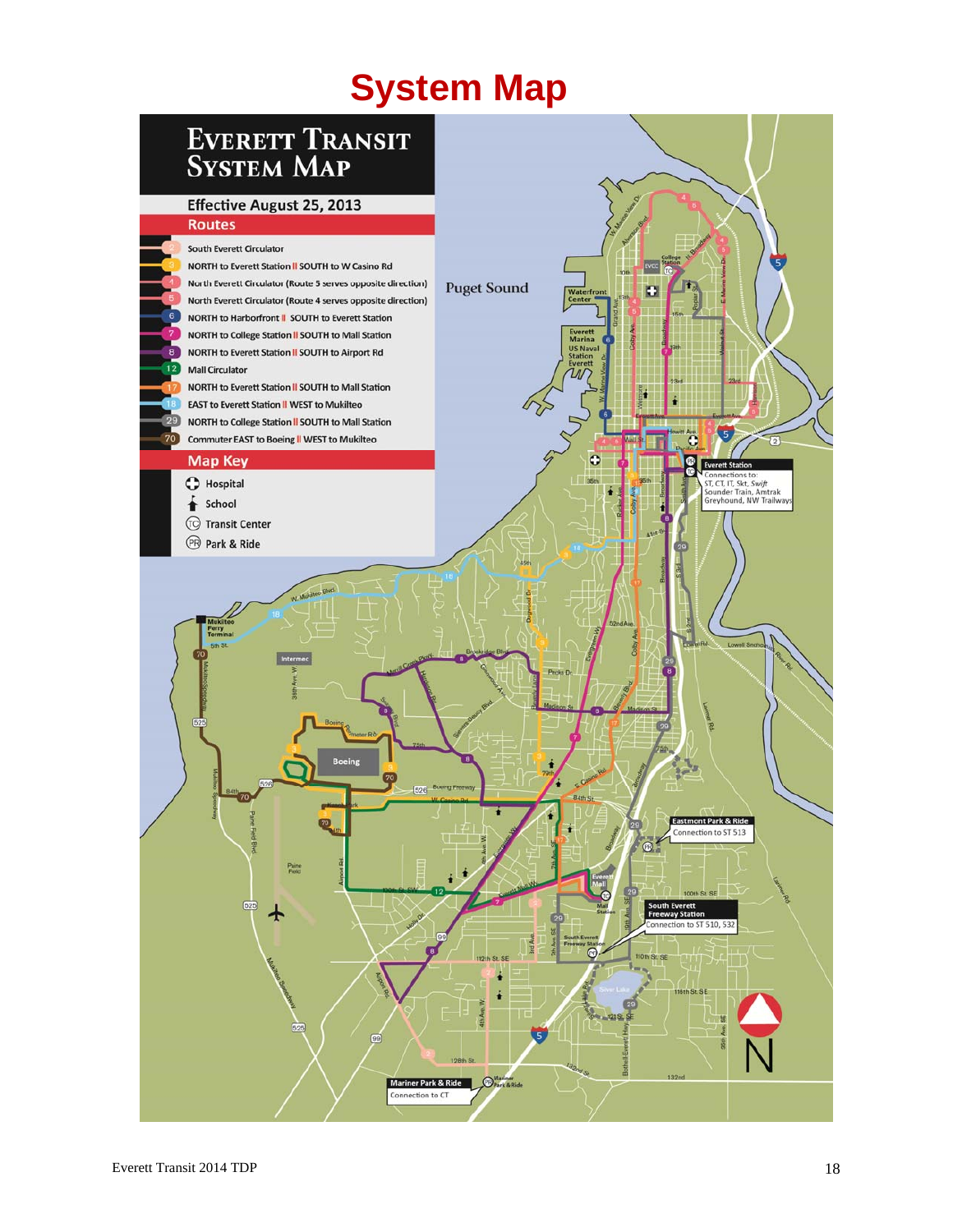# System Map

## Everett Transit System Map

Effective August 25, 2013

### Routes

| Route | Description |
| --- | --- |
| 2 | South Everett Circulator |
| 3 | NORTH to Everett Station ‖ SOUTH to W Casino Rd |
| 4 | North Everett Circulator (Route 5 serves opposite direction) |
| 5 | North Everett Circulator (Route 4 serves opposite direction) |
| 6 | NORTH to Harborfront ‖ SOUTH to Everett Station |
| 7 | NORTH to College Station ‖ SOUTH to Mall Station |
| 8 | NORTH to Everett Station ‖ SOUTH to Airport Rd |
| 12 | Mall Circulator |
| 17 | NORTH to Everett Station ‖ SOUTH to Mall Station |
| 18 | EAST to Everett Station ‖ WEST to Mukilteo |
| 29 | NORTH to College Station ‖ SOUTH to Mall Station |
| 70 | Commuter EAST to Boeing ‖ WEST to Mukilteo |

### Map Key

- Hospital
- School
- TC Transit Center
- PR Park & Ride

Everett Station
Connections to: ST, CT, IT, Skt, *Swift*, Sounder Train, Amtrak, Greyhound, NW Trailways

Eastmont Park & Ride
Connection to ST 513

South Everett Freeway Station
Connection to ST 510, 532

Mariner Park & Ride
Connection to CT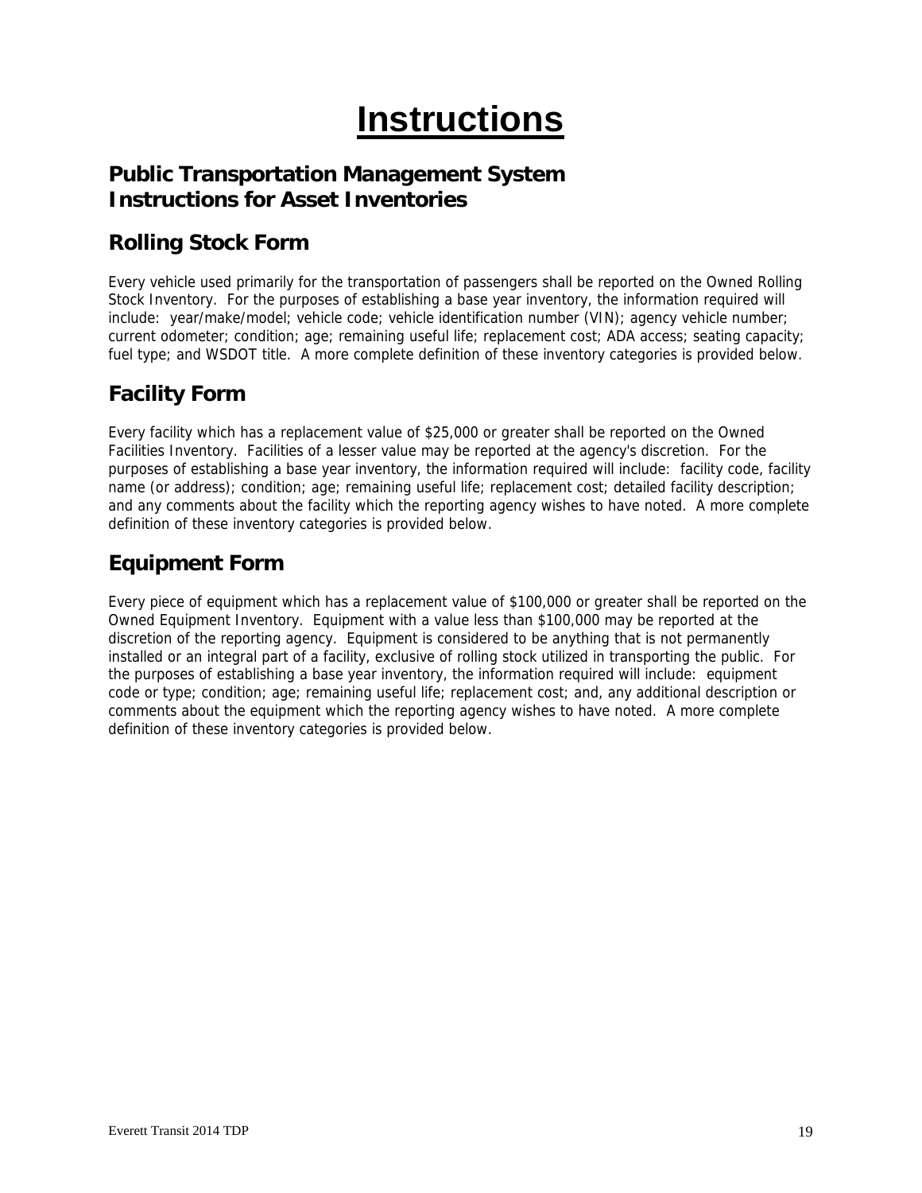# Instructions

## Public Transportation Management System
## Instructions for Asset Inventories

### Rolling Stock Form

Every vehicle used primarily for the transportation of passengers shall be reported on the Owned Rolling Stock Inventory. For the purposes of establishing a base year inventory, the information required will include: year/make/model; vehicle code; vehicle identification number (VIN); agency vehicle number; current odometer; condition; age; remaining useful life; replacement cost; ADA access; seating capacity; fuel type; and WSDOT title. A more complete definition of these inventory categories is provided below.

### Facility Form

Every facility which has a replacement value of $25,000 or greater shall be reported on the Owned Facilities Inventory. Facilities of a lesser value may be reported at the agency's discretion. For the purposes of establishing a base year inventory, the information required will include: facility code, facility name (or address); condition; age; remaining useful life; replacement cost; detailed facility description; and any comments about the facility which the reporting agency wishes to have noted. A more complete definition of these inventory categories is provided below.

### Equipment Form

Every piece of equipment which has a replacement value of $100,000 or greater shall be reported on the Owned Equipment Inventory. Equipment with a value less than $100,000 may be reported at the discretion of the reporting agency. Equipment is considered to be anything that is not permanently installed or an integral part of a facility, exclusive of rolling stock utilized in transporting the public. For the purposes of establishing a base year inventory, the information required will include: equipment code or type; condition; age; remaining useful life; replacement cost; and, any additional description or comments about the equipment which the reporting agency wishes to have noted. A more complete definition of these inventory categories is provided below.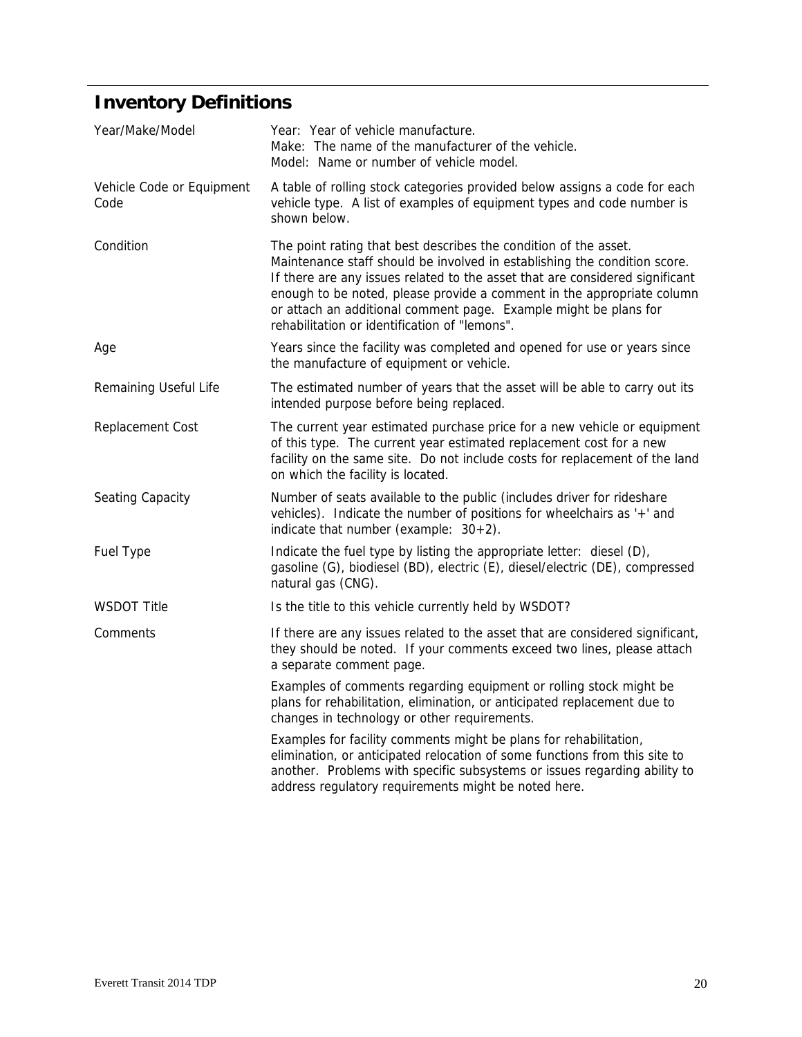## Inventory Definitions

| | |
|---|---|
| Year/Make/Model | Year: Year of vehicle manufacture.<br>Make: The name of the manufacturer of the vehicle.<br>Model: Name or number of vehicle model. |
| Vehicle Code or Equipment Code | A table of rolling stock categories provided below assigns a code for each vehicle type. A list of examples of equipment types and code number is shown below. |
| Condition | The point rating that best describes the condition of the asset. Maintenance staff should be involved in establishing the condition score. If there are any issues related to the asset that are considered significant enough to be noted, please provide a comment in the appropriate column or attach an additional comment page. Example might be plans for rehabilitation or identification of "lemons". |
| Age | Years since the facility was completed and opened for use or years since the manufacture of equipment or vehicle. |
| Remaining Useful Life | The estimated number of years that the asset will be able to carry out its intended purpose before being replaced. |
| Replacement Cost | The current year estimated purchase price for a new vehicle or equipment of this type. The current year estimated replacement cost for a new facility on the same site. Do not include costs for replacement of the land on which the facility is located. |
| Seating Capacity | Number of seats available to the public (includes driver for rideshare vehicles). Indicate the number of positions for wheelchairs as '+' and indicate that number (example: 30+2). |
| Fuel Type | Indicate the fuel type by listing the appropriate letter: diesel (D), gasoline (G), biodiesel (BD), electric (E), diesel/electric (DE), compressed natural gas (CNG). |
| WSDOT Title | Is the title to this vehicle currently held by WSDOT? |
| Comments | If there are any issues related to the asset that are considered significant, they should be noted. If your comments exceed two lines, please attach a separate comment page.<br><br>Examples of comments regarding equipment or rolling stock might be plans for rehabilitation, elimination, or anticipated replacement due to changes in technology or other requirements.<br><br>Examples for facility comments might be plans for rehabilitation, elimination, or anticipated relocation of some functions from this site to another. Problems with specific subsystems or issues regarding ability to address regulatory requirements might be noted here. |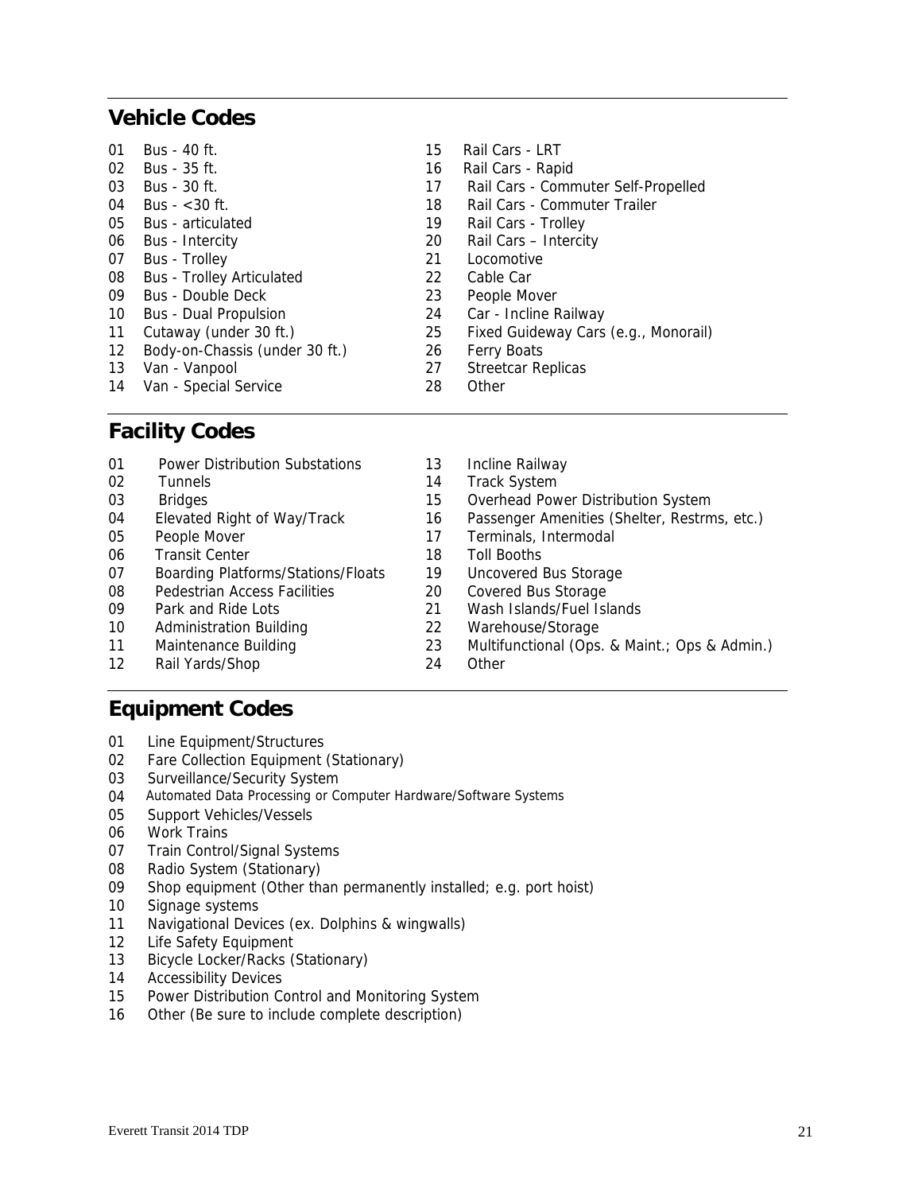## Vehicle Codes

01 Bus - 40 ft.
02 Bus - 35 ft.
03 Bus - 30 ft.
04 Bus - <30 ft.
05 Bus - articulated
06 Bus - Intercity
07 Bus - Trolley
08 Bus - Trolley Articulated
09 Bus - Double Deck
10 Bus - Dual Propulsion
11 Cutaway (under 30 ft.)
12 Body-on-Chassis (under 30 ft.)
13 Van - Vanpool
14 Van - Special Service
15 Rail Cars - LRT
16 Rail Cars - Rapid
17 Rail Cars - Commuter Self-Propelled
18 Rail Cars - Commuter Trailer
19 Rail Cars - Trolley
20 Rail Cars – Intercity
21 Locomotive
22 Cable Car
23 People Mover
24 Car - Incline Railway
25 Fixed Guideway Cars (e.g., Monorail)
26 Ferry Boats
27 Streetcar Replicas
28 Other

## Facility Codes

01 Power Distribution Substations
02 Tunnels
03 Bridges
04 Elevated Right of Way/Track
05 People Mover
06 Transit Center
07 Boarding Platforms/Stations/Floats
08 Pedestrian Access Facilities
09 Park and Ride Lots
10 Administration Building
11 Maintenance Building
12 Rail Yards/Shop
13 Incline Railway
14 Track System
15 Overhead Power Distribution System
16 Passenger Amenities (Shelter, Restrms, etc.)
17 Terminals, Intermodal
18 Toll Booths
19 Uncovered Bus Storage
20 Covered Bus Storage
21 Wash Islands/Fuel Islands
22 Warehouse/Storage
23 Multifunctional (Ops. & Maint.; Ops & Admin.)
24 Other

## Equipment Codes

01 Line Equipment/Structures
02 Fare Collection Equipment (Stationary)
03 Surveillance/Security System
04 Automated Data Processing or Computer Hardware/Software Systems
05 Support Vehicles/Vessels
06 Work Trains
07 Train Control/Signal Systems
08 Radio System (Stationary)
09 Shop equipment (Other than permanently installed; e.g. port hoist)
10 Signage systems
11 Navigational Devices (ex. Dolphins & wingwalls)
12 Life Safety Equipment
13 Bicycle Locker/Racks (Stationary)
14 Accessibility Devices
15 Power Distribution Control and Monitoring System
16 Other (Be sure to include complete description)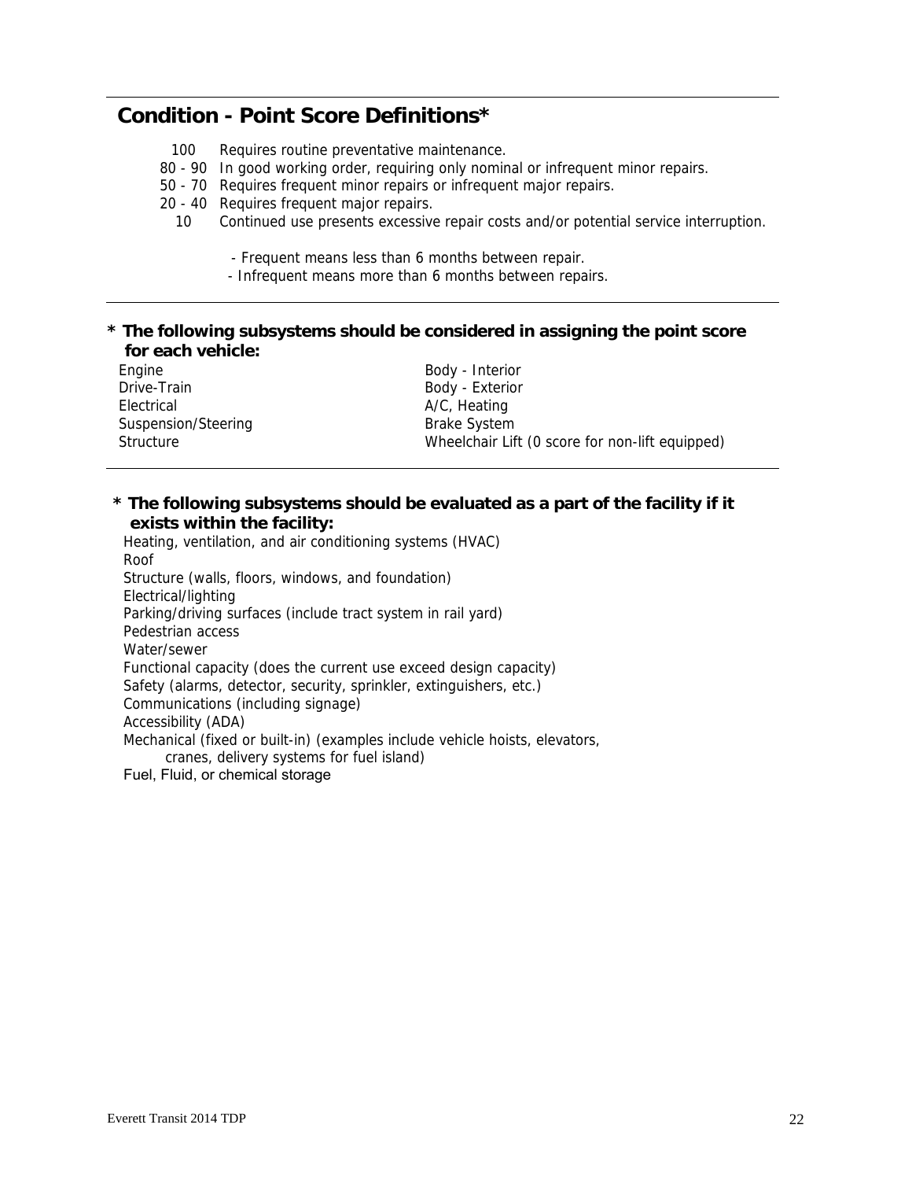## Condition - Point Score Definitions*

| | |
|---|---|
| 100 | Requires routine preventative maintenance. |
| 80 - 90 | In good working order, requiring only nominal or infrequent minor repairs. |
| 50 - 70 | Requires frequent minor repairs or infrequent major repairs. |
| 20 - 40 | Requires frequent major repairs. |
| 10 | Continued use presents excessive repair costs and/or potential service interruption. |

- Frequent means less than 6 months between repair.
- Infrequent means more than 6 months between repairs.

**\* The following subsystems should be considered in assigning the point score for each vehicle:**

| | |
|---|---|
| Engine | Body - Interior |
| Drive-Train | Body - Exterior |
| Electrical | A/C, Heating |
| Suspension/Steering | Brake System |
| Structure | Wheelchair Lift (0 score for non-lift equipped) |

**\* The following subsystems should be evaluated as a part of the facility if it exists within the facility:**

Heating, ventilation, and air conditioning systems (HVAC)
Roof
Structure (walls, floors, windows, and foundation)
Electrical/lighting
Parking/driving surfaces (include tract system in rail yard)
Pedestrian access
Water/sewer
Functional capacity (does the current use exceed design capacity)
Safety (alarms, detector, security, sprinkler, extinguishers, etc.)
Communications (including signage)
Accessibility (ADA)
Mechanical (fixed or built-in) (examples include vehicle hoists, elevators, cranes, delivery systems for fuel island)
Fuel, Fluid, or chemical storage